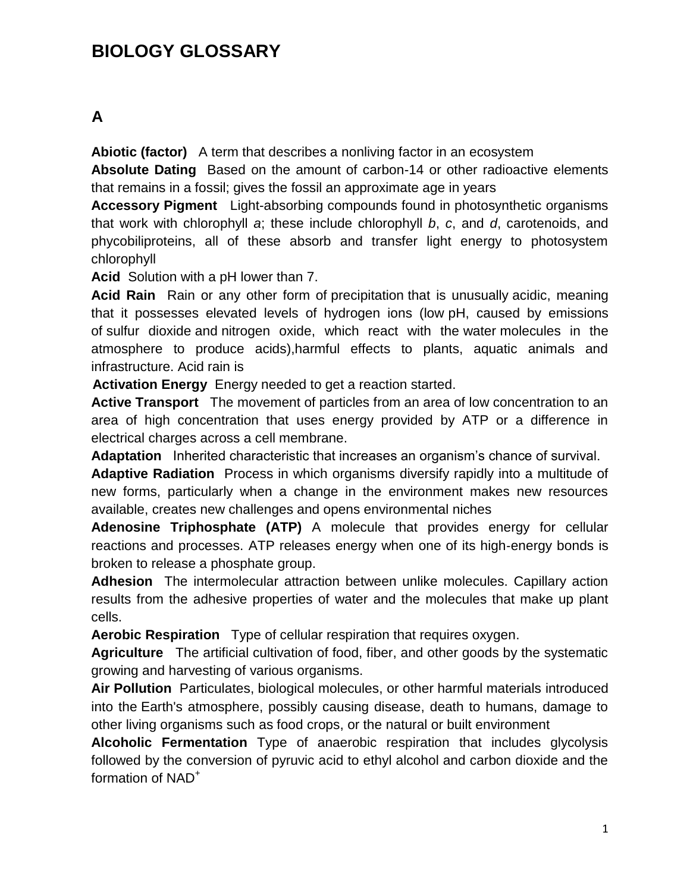# BIOLOGY GLOSSARY

## A

**Abiotic (factor)** A term that describes a nonliving factor in an ecosystem

**Absolute Dating** Based on the amount of carbon-14 or other radioactive elements that remains in a fossil; gives the fossil an approximate age in years

**Accessory Pigment** Light-absorbing compounds found in photosynthetic organisms that work with chlorophyll *a*; these include chlorophyll *b*, *c*, and *d*, carotenoids, and phycobiliproteins, all of these absorb and transfer light energy to photosystem chlorophyll

**Acid** Solution with a pH lower than 7.

**Acid Rain** Rain or any other form of precipitation that is unusually acidic, meaning that it possesses elevated levels of hydrogen ions (low pH, caused by emissions of sulfur dioxide and nitrogen oxide, which react with the water molecules in the atmosphere to produce acids),harmful effects to plants, aquatic animals and infrastructure. Acid rain is

**Activation Energy** Energy needed to get a reaction started.

**Active Transport** The movement of particles from an area of low concentration to an area of high concentration that uses energy provided by ATP or a difference in electrical charges across a cell membrane.

**Adaptation** Inherited characteristic that increases an organism's chance of survival.

**Adaptive Radiation** Process in which organisms diversify rapidly into a multitude of new forms, particularly when a change in the environment makes new resources available, creates new challenges and opens environmental niches

**Adenosine Triphosphate (ATP)** A molecule that provides energy for cellular reactions and processes. ATP releases energy when one of its high-energy bonds is broken to release a phosphate group.

**Adhesion** The intermolecular attraction between unlike molecules. Capillary action results from the adhesive properties of water and the molecules that make up plant cells.

**Aerobic Respiration** Type of cellular respiration that requires oxygen.

**Agriculture** The artificial cultivation of food, fiber, and other goods by the systematic growing and harvesting of various organisms.

**Air Pollution** Particulates, biological molecules, or other harmful materials introduced into the Earth's atmosphere, possibly causing disease, death to humans, damage to other living organisms such as food crops, or the natural or built environment

**Alcoholic Fermentation** Type of anaerobic respiration that includes glycolysis followed by the conversion of pyruvic acid to ethyl alcohol and carbon dioxide and the formation of $NAD^+$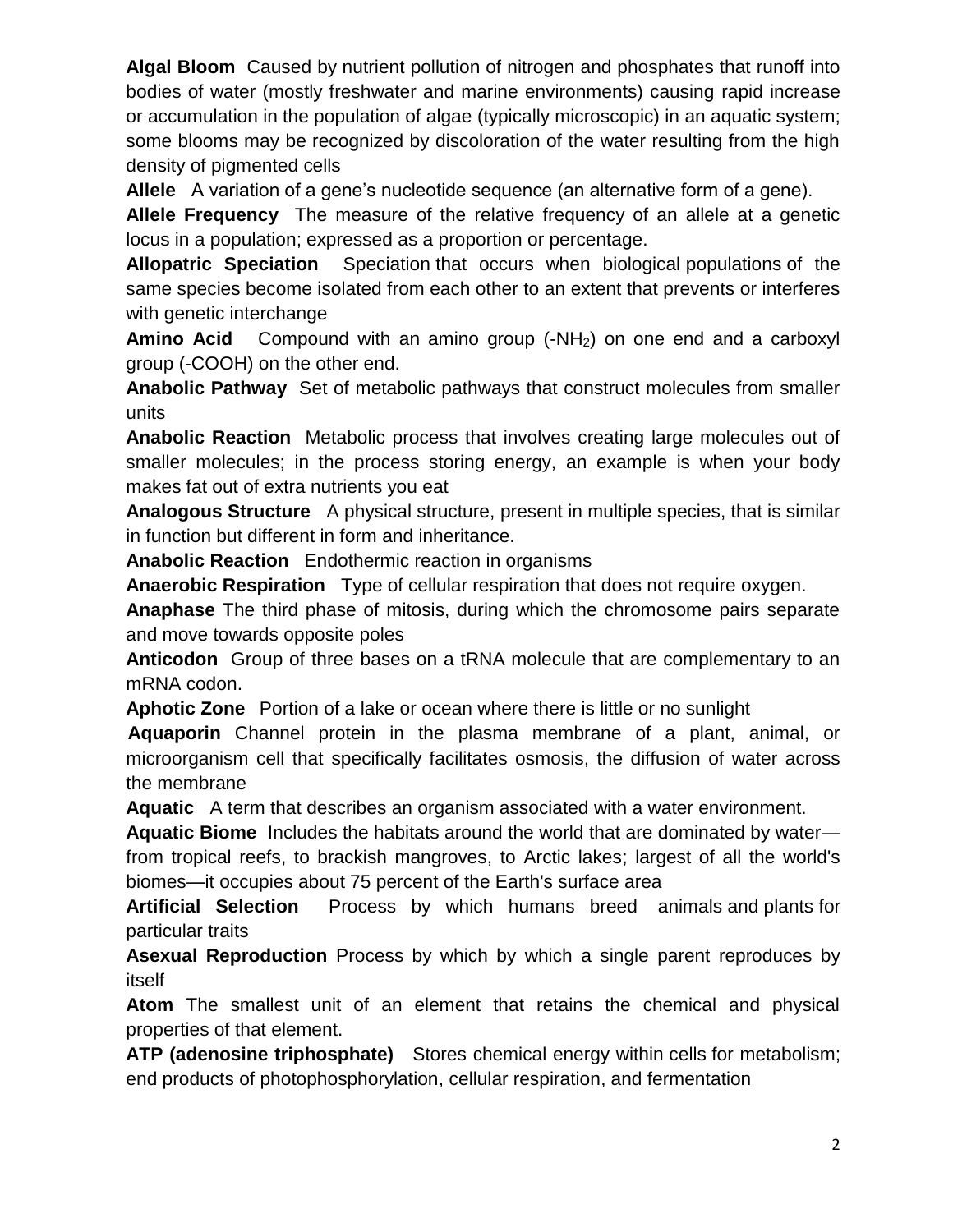**Algal Bloom** Caused by nutrient pollution of nitrogen and phosphates that runoff into bodies of water (mostly freshwater and marine environments) causing rapid increase or accumulation in the population of algae (typically microscopic) in an aquatic system; some blooms may be recognized by discoloration of the water resulting from the high density of pigmented cells

**Allele** A variation of a gene's nucleotide sequence (an alternative form of a gene).

**Allele Frequency** The measure of the relative frequency of an allele at a genetic locus in a population; expressed as a proportion or percentage.

**Allopatric Speciation** Speciation that occurs when biological populations of the same species become isolated from each other to an extent that prevents or interferes with genetic interchange

**Amino Acid** Compound with an amino group ($-NH_2$) on one end and a carboxyl group ($-COOH$) on the other end.

**Anabolic Pathway** Set of metabolic pathways that construct molecules from smaller units

**Anabolic Reaction** Metabolic process that involves creating large molecules out of smaller molecules; in the process storing energy, an example is when your body makes fat out of extra nutrients you eat

**Analogous Structure** A physical structure, present in multiple species, that is similar in function but different in form and inheritance.

**Anabolic Reaction** Endothermic reaction in organisms

**Anaerobic Respiration** Type of cellular respiration that does not require oxygen.

**Anaphase** The third phase of mitosis, during which the chromosome pairs separate and move towards opposite poles

**Anticodon** Group of three bases on a tRNA molecule that are complementary to an mRNA codon.

**Aphotic Zone** Portion of a lake or ocean where there is little or no sunlight

**Aquaporin** Channel protein in the plasma membrane of a plant, animal, or microorganism cell that specifically facilitates osmosis, the diffusion of water across the membrane

**Aquatic** A term that describes an organism associated with a water environment.

**Aquatic Biome** Includes the habitats around the world that are dominated by water—from tropical reefs, to brackish mangroves, to Arctic lakes; largest of all the world's biomes—it occupies about 75 percent of the Earth's surface area

**Artificial Selection** Process by which humans breed animals and plants for particular traits

**Asexual Reproduction** Process by which by which a single parent reproduces by itself

**Atom** The smallest unit of an element that retains the chemical and physical properties of that element.

**ATP (adenosine triphosphate)** Stores chemical energy within cells for metabolism; end products of photophosphorylation, cellular respiration, and fermentation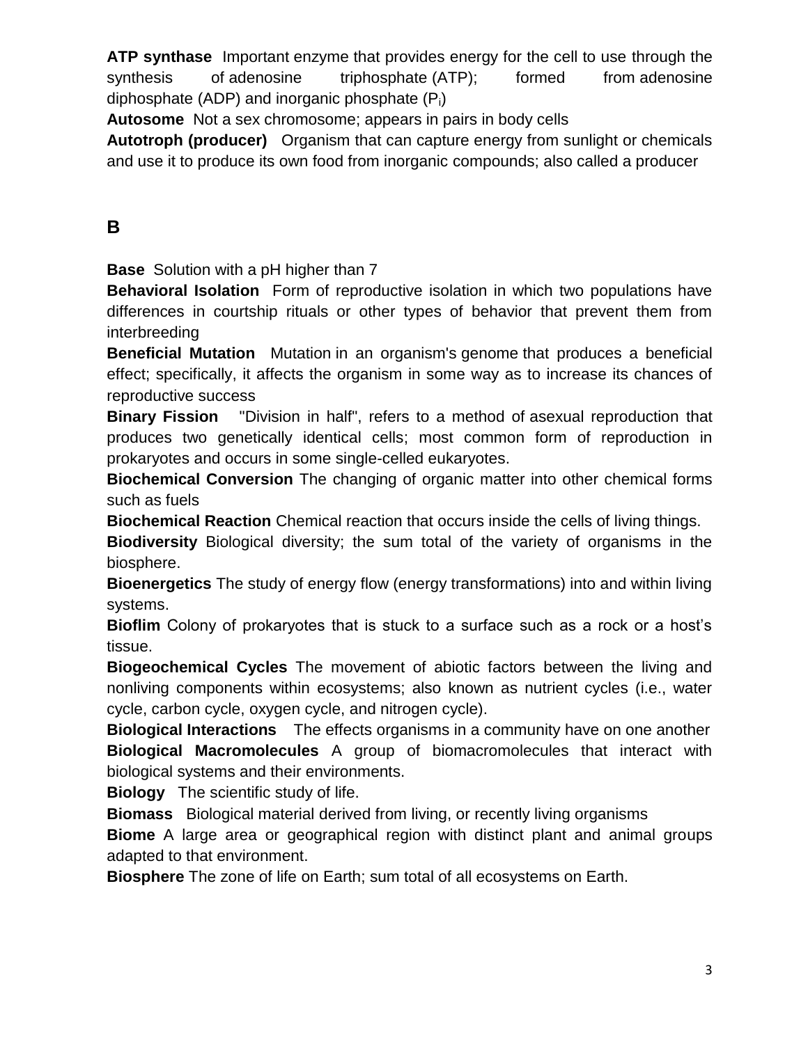**ATP synthase** Important enzyme that provides energy for the cell to use through the synthesis of adenosine triphosphate (ATP); formed from adenosine diphosphate (ADP) and inorganic phosphate ($P_i$)

**Autosome** Not a sex chromosome; appears in pairs in body cells

**Autotroph (producer)** Organism that can capture energy from sunlight or chemicals and use it to produce its own food from inorganic compounds; also called a producer

## B

**Base** Solution with a pH higher than 7

**Behavioral Isolation** Form of reproductive isolation in which two populations have differences in courtship rituals or other types of behavior that prevent them from interbreeding

**Beneficial Mutation** Mutation in an organism's genome that produces a beneficial effect; specifically, it affects the organism in some way as to increase its chances of reproductive success

**Binary Fission** "Division in half", refers to a method of asexual reproduction that produces two genetically identical cells; most common form of reproduction in prokaryotes and occurs in some single-celled eukaryotes.

**Biochemical Conversion** The changing of organic matter into other chemical forms such as fuels

**Biochemical Reaction** Chemical reaction that occurs inside the cells of living things.

**Biodiversity** Biological diversity; the sum total of the variety of organisms in the biosphere.

**Bioenergetics** The study of energy flow (energy transformations) into and within living systems.

**Bioflim** Colony of prokaryotes that is stuck to a surface such as a rock or a host's tissue.

**Biogeochemical Cycles** The movement of abiotic factors between the living and nonliving components within ecosystems; also known as nutrient cycles (i.e., water cycle, carbon cycle, oxygen cycle, and nitrogen cycle).

**Biological Interactions** The effects organisms in a community have on one another

**Biological Macromolecules** A group of biomacromolecules that interact with biological systems and their environments.

**Biology** The scientific study of life.

**Biomass** Biological material derived from living, or recently living organisms

**Biome** A large area or geographical region with distinct plant and animal groups adapted to that environment.

**Biosphere** The zone of life on Earth; sum total of all ecosystems on Earth.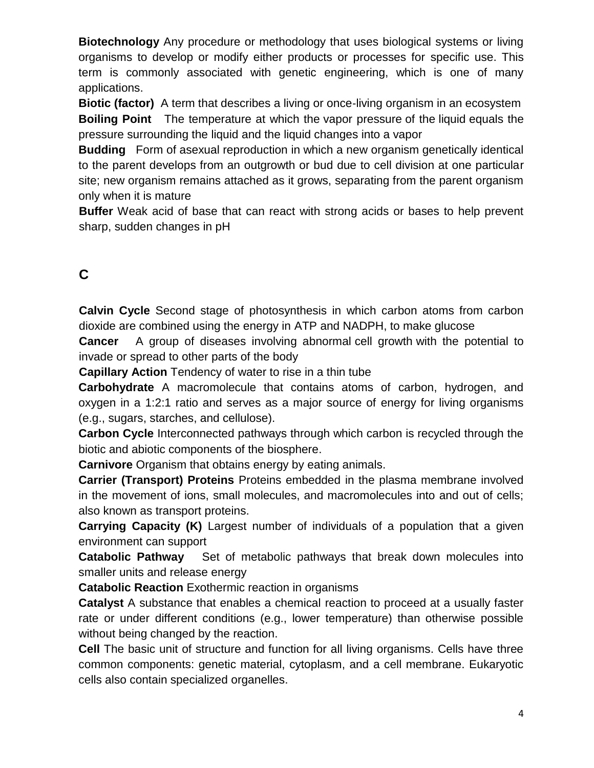**Biotechnology** Any procedure or methodology that uses biological systems or living organisms to develop or modify either products or processes for specific use. This term is commonly associated with genetic engineering, which is one of many applications.

**Biotic (factor)** A term that describes a living or once-living organism in an ecosystem

**Boiling Point** The temperature at which the vapor pressure of the liquid equals the pressure surrounding the liquid and the liquid changes into a vapor

**Budding** Form of asexual reproduction in which a new organism genetically identical to the parent develops from an outgrowth or bud due to cell division at one particular site; new organism remains attached as it grows, separating from the parent organism only when it is mature

**Buffer** Weak acid of base that can react with strong acids or bases to help prevent sharp, sudden changes in pH

## C

**Calvin Cycle** Second stage of photosynthesis in which carbon atoms from carbon dioxide are combined using the energy in ATP and NADPH, to make glucose

**Cancer** A group of diseases involving abnormal cell growth with the potential to invade or spread to other parts of the body

**Capillary Action** Tendency of water to rise in a thin tube

**Carbohydrate** A macromolecule that contains atoms of carbon, hydrogen, and oxygen in a 1:2:1 ratio and serves as a major source of energy for living organisms (e.g., sugars, starches, and cellulose).

**Carbon Cycle** Interconnected pathways through which carbon is recycled through the biotic and abiotic components of the biosphere.

**Carnivore** Organism that obtains energy by eating animals.

**Carrier (Transport) Proteins** Proteins embedded in the plasma membrane involved in the movement of ions, small molecules, and macromolecules into and out of cells; also known as transport proteins.

**Carrying Capacity (K)** Largest number of individuals of a population that a given environment can support

**Catabolic Pathway** Set of metabolic pathways that break down molecules into smaller units and release energy

**Catabolic Reaction** Exothermic reaction in organisms

**Catalyst** A substance that enables a chemical reaction to proceed at a usually faster rate or under different conditions (e.g., lower temperature) than otherwise possible without being changed by the reaction.

**Cell** The basic unit of structure and function for all living organisms. Cells have three common components: genetic material, cytoplasm, and a cell membrane. Eukaryotic cells also contain specialized organelles.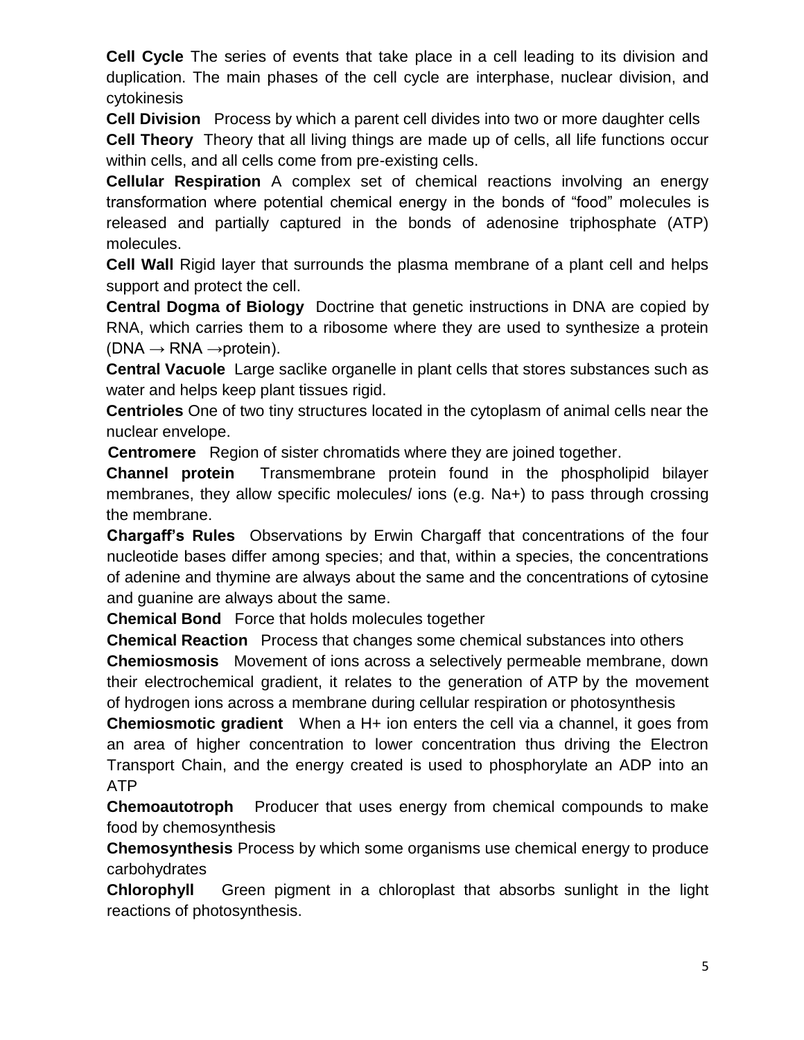**Cell Cycle** The series of events that take place in a cell leading to its division and duplication. The main phases of the cell cycle are interphase, nuclear division, and cytokinesis

**Cell Division** Process by which a parent cell divides into two or more daughter cells

**Cell Theory** Theory that all living things are made up of cells, all life functions occur within cells, and all cells come from pre-existing cells.

**Cellular Respiration** A complex set of chemical reactions involving an energy transformation where potential chemical energy in the bonds of "food" molecules is released and partially captured in the bonds of adenosine triphosphate (ATP) molecules.

**Cell Wall** Rigid layer that surrounds the plasma membrane of a plant cell and helps support and protect the cell.

**Central Dogma of Biology** Doctrine that genetic instructions in DNA are copied by RNA, which carries them to a ribosome where they are used to synthesize a protein (DNA → RNA →protein).

**Central Vacuole** Large saclike organelle in plant cells that stores substances such as water and helps keep plant tissues rigid.

**Centrioles** One of two tiny structures located in the cytoplasm of animal cells near the nuclear envelope.

**Centromere** Region of sister chromatids where they are joined together.

**Channel protein** Transmembrane protein found in the phospholipid bilayer membranes, they allow specific molecules/ ions (e.g. $Na^+$) to pass through crossing the membrane.

**Chargaff's Rules** Observations by Erwin Chargaff that concentrations of the four nucleotide bases differ among species; and that, within a species, the concentrations of adenine and thymine are always about the same and the concentrations of cytosine and guanine are always about the same.

**Chemical Bond** Force that holds molecules together

**Chemical Reaction** Process that changes some chemical substances into others

**Chemiosmosis** Movement of ions across a selectively permeable membrane, down their electrochemical gradient, it relates to the generation of ATP by the movement of hydrogen ions across a membrane during cellular respiration or photosynthesis

**Chemiosmotic gradient** When a $H^+$ ion enters the cell via a channel, it goes from an area of higher concentration to lower concentration thus driving the Electron Transport Chain, and the energy created is used to phosphorylate an ADP into an ATP

**Chemoautotroph** Producer that uses energy from chemical compounds to make food by chemosynthesis

**Chemosynthesis** Process by which some organisms use chemical energy to produce carbohydrates

**Chlorophyll** Green pigment in a chloroplast that absorbs sunlight in the light reactions of photosynthesis.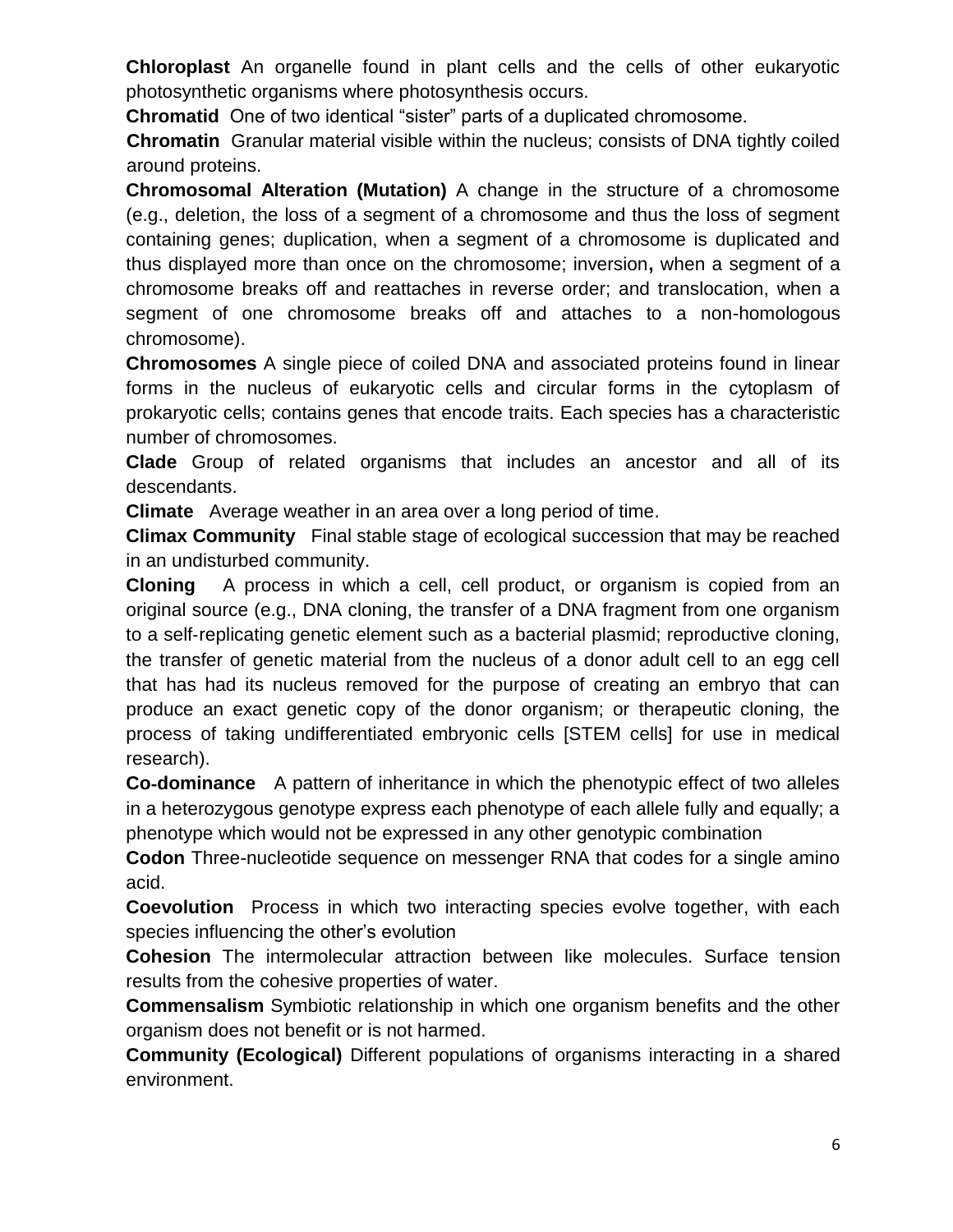**Chloroplast** An organelle found in plant cells and the cells of other eukaryotic photosynthetic organisms where photosynthesis occurs.

**Chromatid** One of two identical "sister" parts of a duplicated chromosome.

**Chromatin** Granular material visible within the nucleus; consists of DNA tightly coiled around proteins.

**Chromosomal Alteration (Mutation)** A change in the structure of a chromosome (e.g., deletion, the loss of a segment of a chromosome and thus the loss of segment containing genes; duplication, when a segment of a chromosome is duplicated and thus displayed more than once on the chromosome; inversion**,** when a segment of a chromosome breaks off and reattaches in reverse order; and translocation, when a segment of one chromosome breaks off and attaches to a non-homologous chromosome).

**Chromosomes** A single piece of coiled DNA and associated proteins found in linear forms in the nucleus of eukaryotic cells and circular forms in the cytoplasm of prokaryotic cells; contains genes that encode traits. Each species has a characteristic number of chromosomes.

**Clade** Group of related organisms that includes an ancestor and all of its descendants.

**Climate** Average weather in an area over a long period of time.

**Climax Community** Final stable stage of ecological succession that may be reached in an undisturbed community.

**Cloning** A process in which a cell, cell product, or organism is copied from an original source (e.g., DNA cloning, the transfer of a DNA fragment from one organism to a self-replicating genetic element such as a bacterial plasmid; reproductive cloning, the transfer of genetic material from the nucleus of a donor adult cell to an egg cell that has had its nucleus removed for the purpose of creating an embryo that can produce an exact genetic copy of the donor organism; or therapeutic cloning, the process of taking undifferentiated embryonic cells [STEM cells] for use in medical research).

**Co-dominance** A pattern of inheritance in which the phenotypic effect of two alleles in a heterozygous genotype express each phenotype of each allele fully and equally; a phenotype which would not be expressed in any other genotypic combination

**Codon** Three-nucleotide sequence on messenger RNA that codes for a single amino acid.

**Coevolution** Process in which two interacting species evolve together, with each species influencing the other's evolution

**Cohesion** The intermolecular attraction between like molecules. Surface tension results from the cohesive properties of water.

**Commensalism** Symbiotic relationship in which one organism benefits and the other organism does not benefit or is not harmed.

**Community (Ecological)** Different populations of organisms interacting in a shared environment.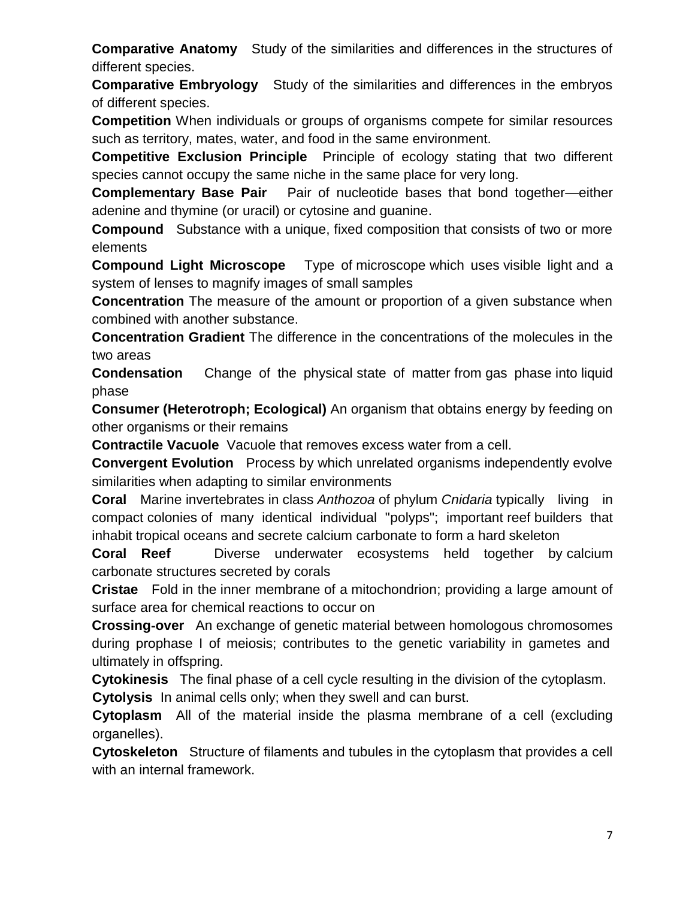**Comparative Anatomy** Study of the similarities and differences in the structures of different species.

**Comparative Embryology** Study of the similarities and differences in the embryos of different species.

**Competition** When individuals or groups of organisms compete for similar resources such as territory, mates, water, and food in the same environment.

**Competitive Exclusion Principle** Principle of ecology stating that two different species cannot occupy the same niche in the same place for very long.

**Complementary Base Pair** Pair of nucleotide bases that bond together—either adenine and thymine (or uracil) or cytosine and guanine.

**Compound** Substance with a unique, fixed composition that consists of two or more elements

**Compound Light Microscope** Type of microscope which uses visible light and a system of lenses to magnify images of small samples

**Concentration** The measure of the amount or proportion of a given substance when combined with another substance.

**Concentration Gradient** The difference in the concentrations of the molecules in the two areas

**Condensation** Change of the physical state of matter from gas phase into liquid phase

**Consumer (Heterotroph; Ecological)** An organism that obtains energy by feeding on other organisms or their remains

**Contractile Vacuole** Vacuole that removes excess water from a cell.

**Convergent Evolution** Process by which unrelated organisms independently evolve similarities when adapting to similar environments

**Coral** Marine invertebrates in class *Anthozoa* of phylum *Cnidaria* typically living in compact colonies of many identical individual "polyps"; important reef builders that inhabit tropical oceans and secrete calcium carbonate to form a hard skeleton

**Coral Reef** Diverse underwater ecosystems held together by calcium carbonate structures secreted by corals

**Cristae** Fold in the inner membrane of a mitochondrion; providing a large amount of surface area for chemical reactions to occur on

**Crossing-over** An exchange of genetic material between homologous chromosomes during prophase I of meiosis; contributes to the genetic variability in gametes and ultimately in offspring.

**Cytokinesis** The final phase of a cell cycle resulting in the division of the cytoplasm.

**Cytolysis** In animal cells only; when they swell and can burst.

**Cytoplasm** All of the material inside the plasma membrane of a cell (excluding organelles).

**Cytoskeleton** Structure of filaments and tubules in the cytoplasm that provides a cell with an internal framework.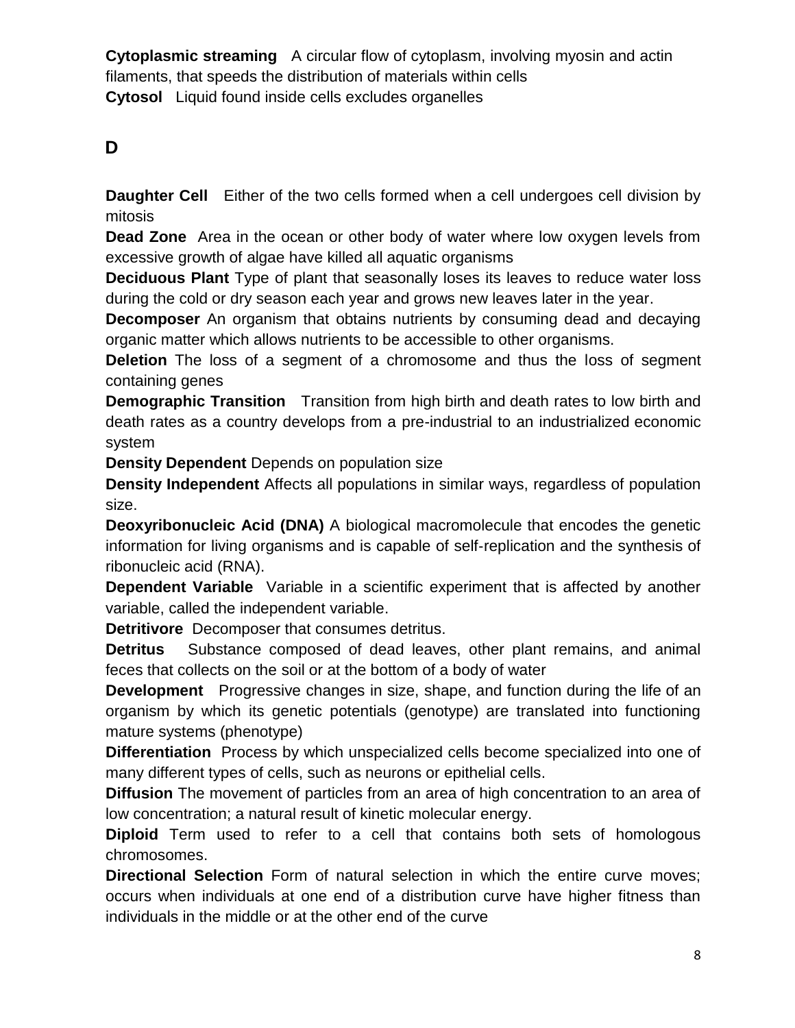**Cytoplasmic streaming** A circular flow of cytoplasm, involving myosin and actin filaments, that speeds the distribution of materials within cells

**Cytosol** Liquid found inside cells excludes organelles

## D

**Daughter Cell** Either of the two cells formed when a cell undergoes cell division by mitosis

**Dead Zone** Area in the ocean or other body of water where low oxygen levels from excessive growth of algae have killed all aquatic organisms

**Deciduous Plant** Type of plant that seasonally loses its leaves to reduce water loss during the cold or dry season each year and grows new leaves later in the year.

**Decomposer** An organism that obtains nutrients by consuming dead and decaying organic matter which allows nutrients to be accessible to other organisms.

**Deletion** The loss of a segment of a chromosome and thus the loss of segment containing genes

**Demographic Transition** Transition from high birth and death rates to low birth and death rates as a country develops from a pre-industrial to an industrialized economic system

**Density Dependent** Depends on population size

**Density Independent** Affects all populations in similar ways, regardless of population size.

**Deoxyribonucleic Acid (DNA)** A biological macromolecule that encodes the genetic information for living organisms and is capable of self-replication and the synthesis of ribonucleic acid (RNA).

**Dependent Variable** Variable in a scientific experiment that is affected by another variable, called the independent variable.

**Detritivore** Decomposer that consumes detritus.

**Detritus** Substance composed of dead leaves, other plant remains, and animal feces that collects on the soil or at the bottom of a body of water

**Development** Progressive changes in size, shape, and function during the life of an organism by which its genetic potentials (genotype) are translated into functioning mature systems (phenotype)

**Differentiation** Process by which unspecialized cells become specialized into one of many different types of cells, such as neurons or epithelial cells.

**Diffusion** The movement of particles from an area of high concentration to an area of low concentration; a natural result of kinetic molecular energy.

**Diploid** Term used to refer to a cell that contains both sets of homologous chromosomes.

**Directional Selection** Form of natural selection in which the entire curve moves; occurs when individuals at one end of a distribution curve have higher fitness than individuals in the middle or at the other end of the curve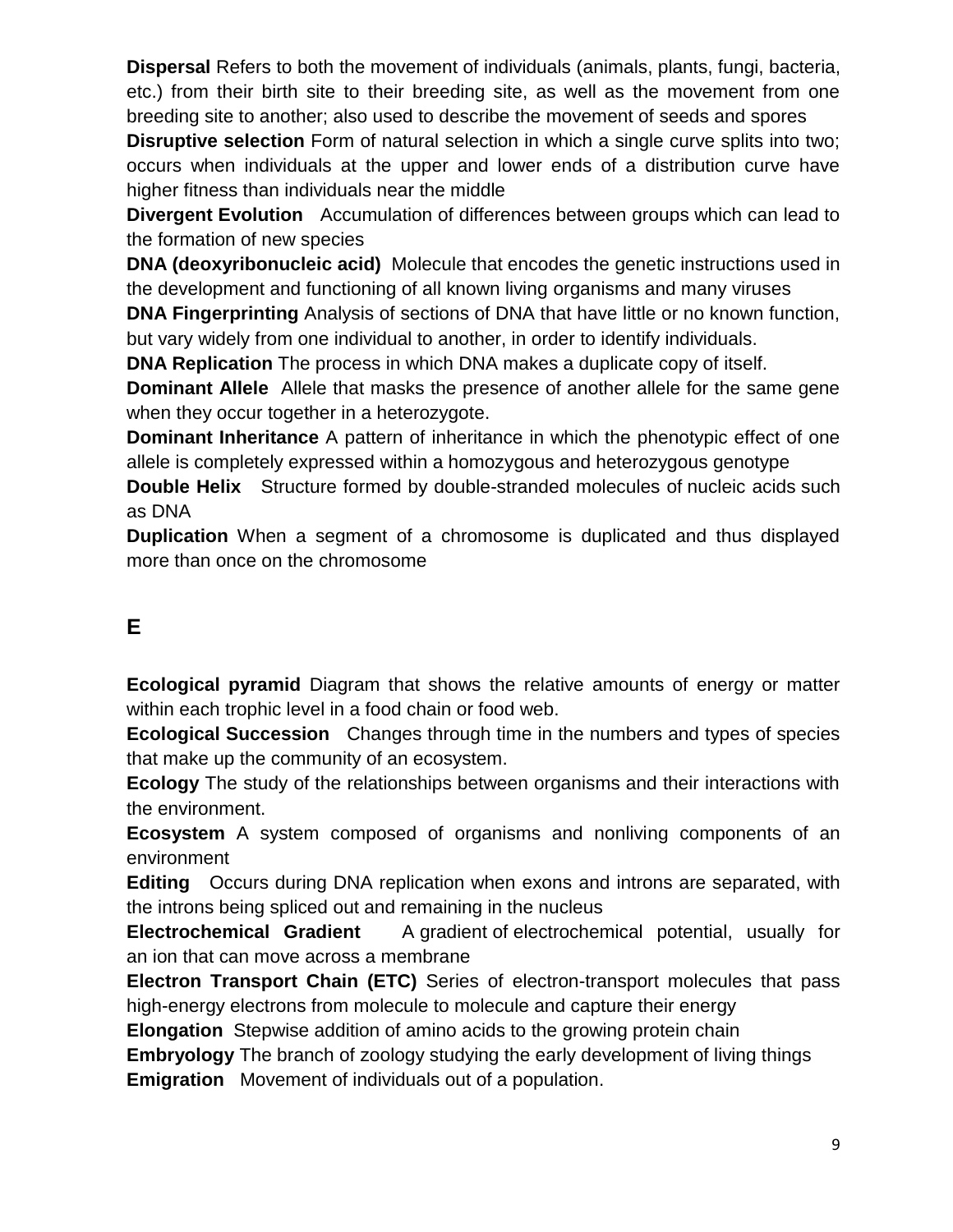**Dispersal** Refers to both the movement of individuals (animals, plants, fungi, bacteria, etc.) from their birth site to their breeding site, as well as the movement from one breeding site to another; also used to describe the movement of seeds and spores

**Disruptive selection** Form of natural selection in which a single curve splits into two; occurs when individuals at the upper and lower ends of a distribution curve have higher fitness than individuals near the middle

**Divergent Evolution** Accumulation of differences between groups which can lead to the formation of new species

**DNA (deoxyribonucleic acid)** Molecule that encodes the genetic instructions used in the development and functioning of all known living organisms and many viruses

**DNA Fingerprinting** Analysis of sections of DNA that have little or no known function, but vary widely from one individual to another, in order to identify individuals.

**DNA Replication** The process in which DNA makes a duplicate copy of itself.

**Dominant Allele** Allele that masks the presence of another allele for the same gene when they occur together in a heterozygote.

**Dominant Inheritance** A pattern of inheritance in which the phenotypic effect of one allele is completely expressed within a homozygous and heterozygous genotype

**Double Helix** Structure formed by double-stranded molecules of nucleic acids such as DNA

**Duplication** When a segment of a chromosome is duplicated and thus displayed more than once on the chromosome

## E

**Ecological pyramid** Diagram that shows the relative amounts of energy or matter within each trophic level in a food chain or food web.

**Ecological Succession** Changes through time in the numbers and types of species that make up the community of an ecosystem.

**Ecology** The study of the relationships between organisms and their interactions with the environment.

**Ecosystem** A system composed of organisms and nonliving components of an environment

**Editing** Occurs during DNA replication when exons and introns are separated, with the introns being spliced out and remaining in the nucleus

**Electrochemical Gradient** A gradient of electrochemical potential, usually for an ion that can move across a membrane

**Electron Transport Chain (ETC)** Series of electron-transport molecules that pass high-energy electrons from molecule to molecule and capture their energy

**Elongation** Stepwise addition of amino acids to the growing protein chain

**Embryology** The branch of zoology studying the early development of living things

**Emigration** Movement of individuals out of a population.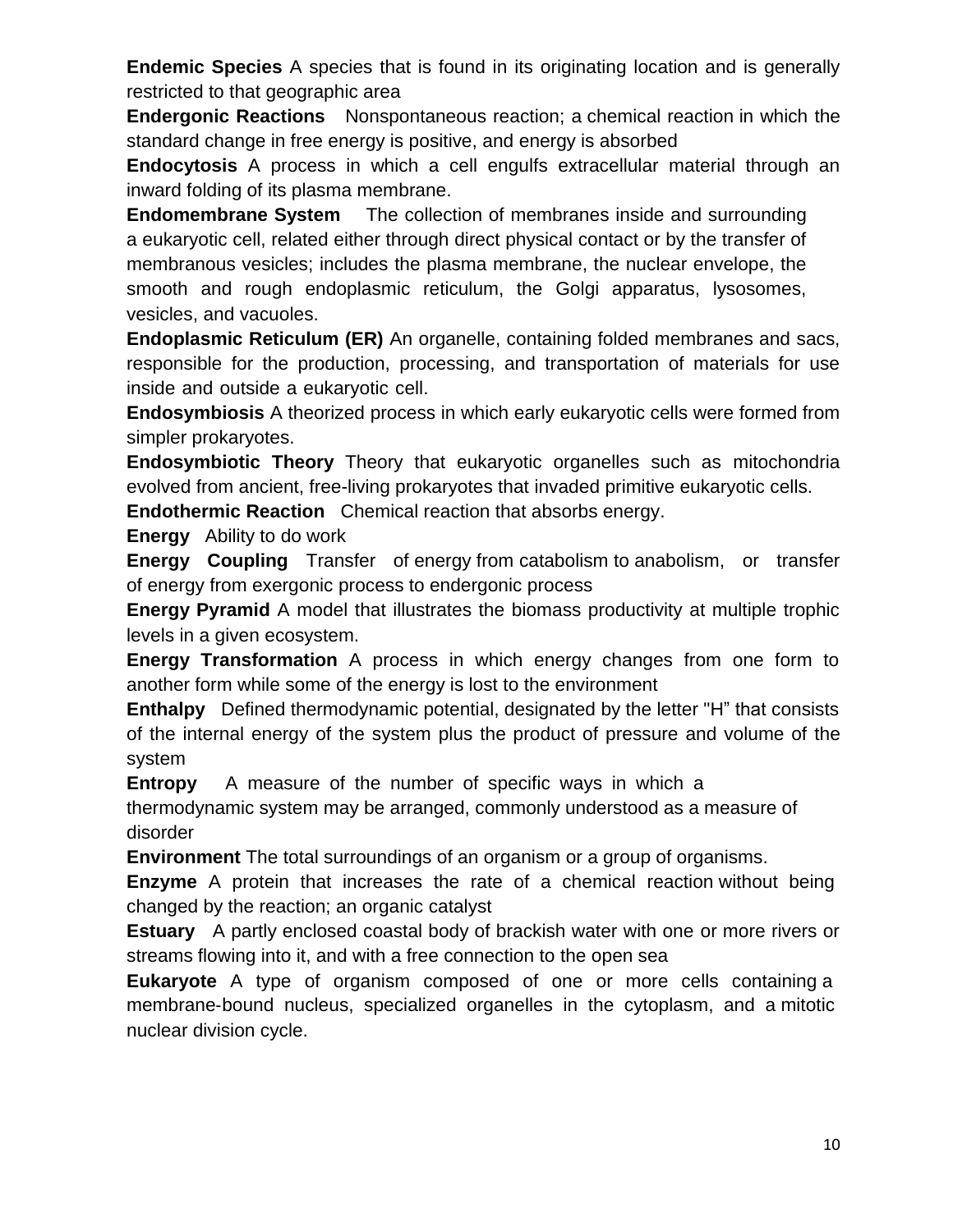**Endemic Species** A species that is found in its originating location and is generally restricted to that geographic area

**Endergonic Reactions** Nonspontaneous reaction; a chemical reaction in which the standard change in free energy is positive, and energy is absorbed

**Endocytosis** A process in which a cell engulfs extracellular material through an inward folding of its plasma membrane.

**Endomembrane System** The collection of membranes inside and surrounding a eukaryotic cell, related either through direct physical contact or by the transfer of membranous vesicles; includes the plasma membrane, the nuclear envelope, the smooth and rough endoplasmic reticulum, the Golgi apparatus, lysosomes, vesicles, and vacuoles.

**Endoplasmic Reticulum (ER)** An organelle, containing folded membranes and sacs, responsible for the production, processing, and transportation of materials for use inside and outside a eukaryotic cell.

**Endosymbiosis** A theorized process in which early eukaryotic cells were formed from simpler prokaryotes.

**Endosymbiotic Theory** Theory that eukaryotic organelles such as mitochondria evolved from ancient, free-living prokaryotes that invaded primitive eukaryotic cells.

**Endothermic Reaction** Chemical reaction that absorbs energy.

**Energy** Ability to do work

**Energy Coupling** Transfer of energy from catabolism to anabolism, or transfer of energy from exergonic process to endergonic process

**Energy Pyramid** A model that illustrates the biomass productivity at multiple trophic levels in a given ecosystem.

**Energy Transformation** A process in which energy changes from one form to another form while some of the energy is lost to the environment

**Enthalpy** Defined thermodynamic potential, designated by the letter "H" that consists of the internal energy of the system plus the product of pressure and volume of the system

**Entropy** A measure of the number of specific ways in which a thermodynamic system may be arranged, commonly understood as a measure of disorder

**Environment** The total surroundings of an organism or a group of organisms.

**Enzyme** A protein that increases the rate of a chemical reaction without being changed by the reaction; an organic catalyst

**Estuary** A partly enclosed coastal body of brackish water with one or more rivers or streams flowing into it, and with a free connection to the open sea

**Eukaryote** A type of organism composed of one or more cells containing a membrane-bound nucleus, specialized organelles in the cytoplasm, and a mitotic nuclear division cycle.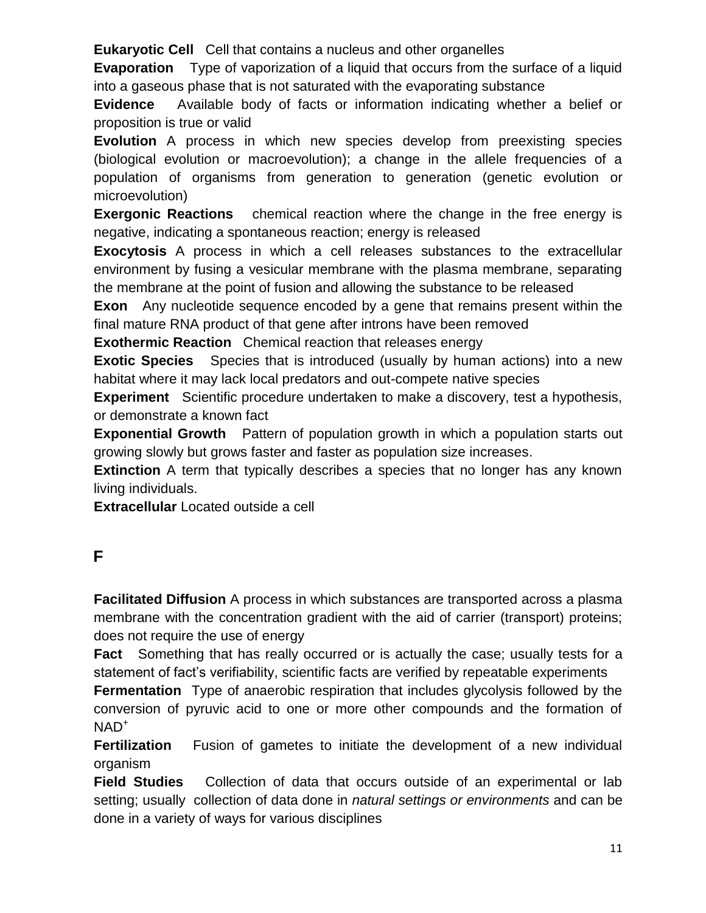**Eukaryotic Cell** Cell that contains a nucleus and other organelles

**Evaporation** Type of vaporization of a liquid that occurs from the surface of a liquid into a gaseous phase that is not saturated with the evaporating substance

**Evidence** Available body of facts or information indicating whether a belief or proposition is true or valid

**Evolution** A process in which new species develop from preexisting species (biological evolution or macroevolution); a change in the allele frequencies of a population of organisms from generation to generation (genetic evolution or microevolution)

**Exergonic Reactions** chemical reaction where the change in the free energy is negative, indicating a spontaneous reaction; energy is released

**Exocytosis** A process in which a cell releases substances to the extracellular environment by fusing a vesicular membrane with the plasma membrane, separating the membrane at the point of fusion and allowing the substance to be released

**Exon** Any nucleotide sequence encoded by a gene that remains present within the final mature RNA product of that gene after introns have been removed

**Exothermic Reaction** Chemical reaction that releases energy

**Exotic Species** Species that is introduced (usually by human actions) into a new habitat where it may lack local predators and out-compete native species

**Experiment** Scientific procedure undertaken to make a discovery, test a hypothesis, or demonstrate a known fact

**Exponential Growth** Pattern of population growth in which a population starts out growing slowly but grows faster and faster as population size increases.

**Extinction** A term that typically describes a species that no longer has any known living individuals.

**Extracellular** Located outside a cell

## F

**Facilitated Diffusion** A process in which substances are transported across a plasma membrane with the concentration gradient with the aid of carrier (transport) proteins; does not require the use of energy

**Fact** Something that has really occurred or is actually the case; usually tests for a statement of fact's verifiability, scientific facts are verified by repeatable experiments

**Fermentation** Type of anaerobic respiration that includes glycolysis followed by the conversion of pyruvic acid to one or more other compounds and the formation of $NAD^+$

**Fertilization** Fusion of gametes to initiate the development of a new individual organism

**Field Studies** Collection of data that occurs outside of an experimental or lab setting; usually collection of data done in *natural settings or environments* and can be done in a variety of ways for various disciplines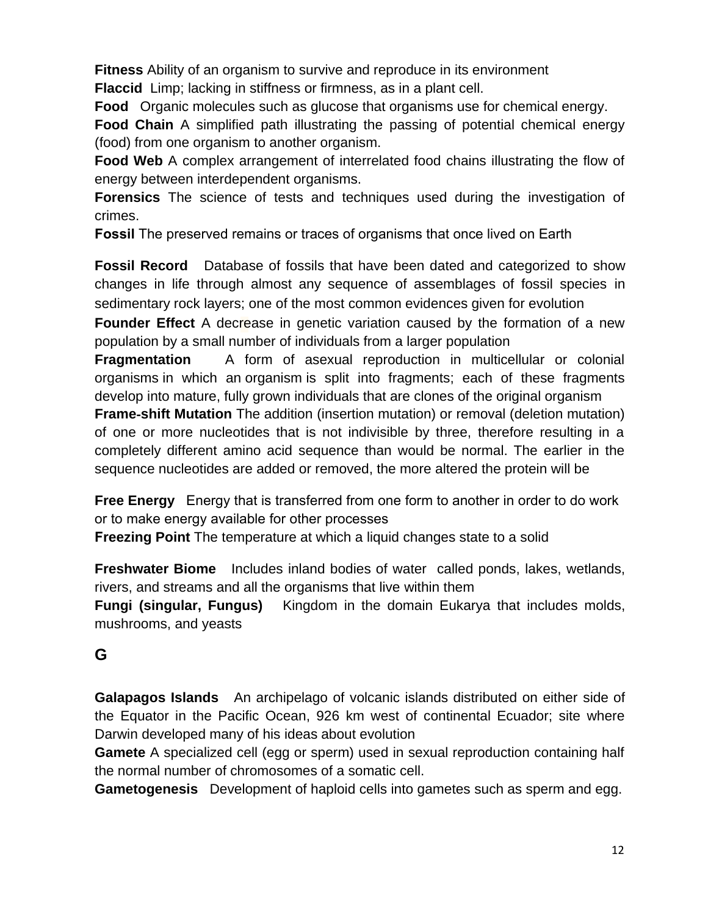**Fitness** Ability of an organism to survive and reproduce in its environment

**Flaccid** Limp; lacking in stiffness or firmness, as in a plant cell.

**Food** Organic molecules such as glucose that organisms use for chemical energy.

**Food Chain** A simplified path illustrating the passing of potential chemical energy (food) from one organism to another organism.

**Food Web** A complex arrangement of interrelated food chains illustrating the flow of energy between interdependent organisms.

**Forensics** The science of tests and techniques used during the investigation of crimes.

**Fossil** The preserved remains or traces of organisms that once lived on Earth

**Fossil Record** Database of fossils that have been dated and categorized to show changes in life through almost any sequence of assemblages of fossil species in sedimentary rock layers; one of the most common evidences given for evolution

**Founder Effect** A decrease in genetic variation caused by the formation of a new population by a small number of individuals from a larger population

**Fragmentation** A form of asexual reproduction in multicellular or colonial organisms in which an organism is split into fragments; each of these fragments develop into mature, fully grown individuals that are clones of the original organism

**Frame-shift Mutation** The addition (insertion mutation) or removal (deletion mutation) of one or more nucleotides that is not indivisible by three, therefore resulting in a completely different amino acid sequence than would be normal. The earlier in the sequence nucleotides are added or removed, the more altered the protein will be

**Free Energy** Energy that is transferred from one form to another in order to do work or to make energy available for other processes

**Freezing Point** The temperature at which a liquid changes state to a solid

**Freshwater Biome** Includes inland bodies of water called ponds, lakes, wetlands, rivers, and streams and all the organisms that live within them

**Fungi (singular, Fungus)** Kingdom in the domain Eukarya that includes molds, mushrooms, and yeasts

## G

**Galapagos Islands** An archipelago of volcanic islands distributed on either side of the Equator in the Pacific Ocean, 926 km west of continental Ecuador; site where Darwin developed many of his ideas about evolution

**Gamete** A specialized cell (egg or sperm) used in sexual reproduction containing half the normal number of chromosomes of a somatic cell.

**Gametogenesis** Development of haploid cells into gametes such as sperm and egg.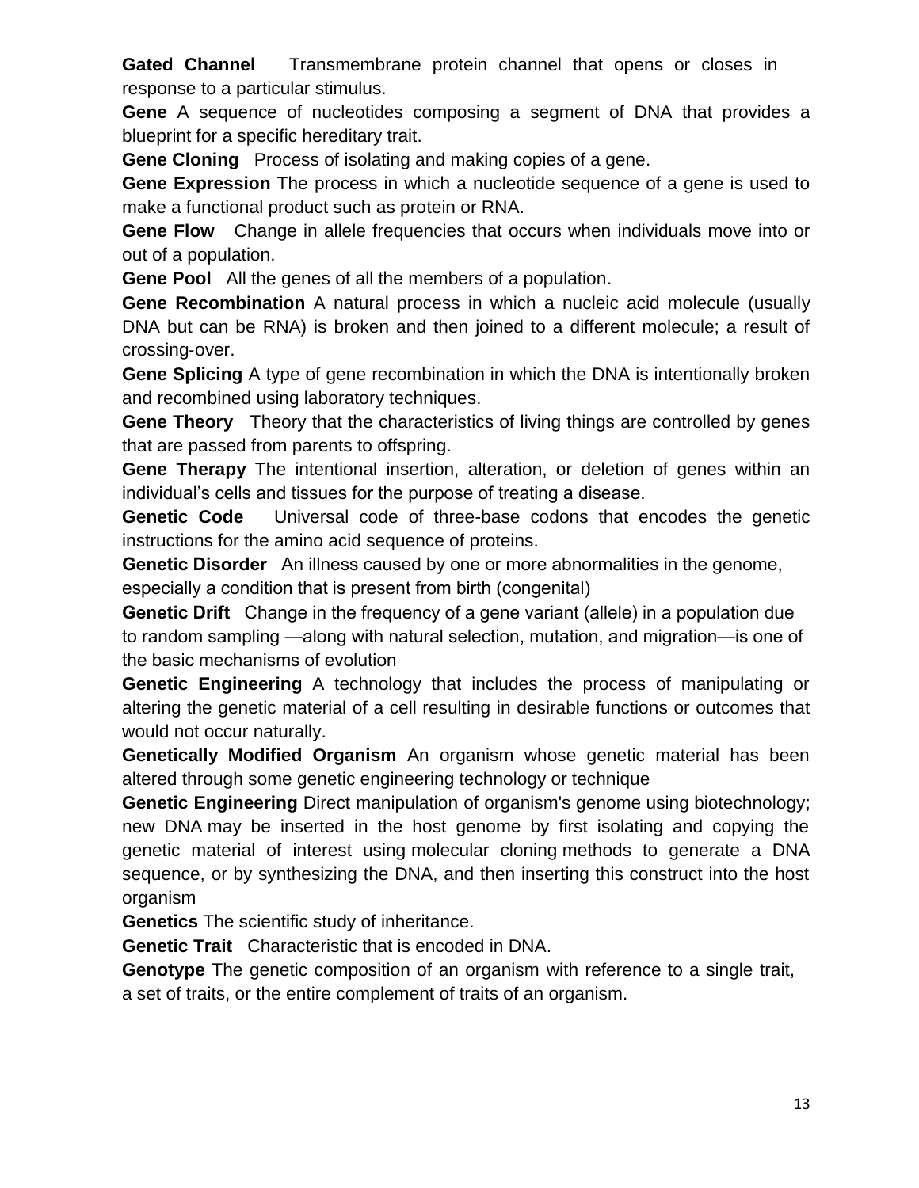**Gated Channel** Transmembrane protein channel that opens or closes in response to a particular stimulus.

**Gene** A sequence of nucleotides composing a segment of DNA that provides a blueprint for a specific hereditary trait.

**Gene Cloning** Process of isolating and making copies of a gene.

**Gene Expression** The process in which a nucleotide sequence of a gene is used to make a functional product such as protein or RNA.

**Gene Flow** Change in allele frequencies that occurs when individuals move into or out of a population.

**Gene Pool** All the genes of all the members of a population.

**Gene Recombination** A natural process in which a nucleic acid molecule (usually DNA but can be RNA) is broken and then joined to a different molecule; a result of crossing-over.

**Gene Splicing** A type of gene recombination in which the DNA is intentionally broken and recombined using laboratory techniques.

**Gene Theory** Theory that the characteristics of living things are controlled by genes that are passed from parents to offspring.

**Gene Therapy** The intentional insertion, alteration, or deletion of genes within an individual's cells and tissues for the purpose of treating a disease.

**Genetic Code** Universal code of three-base codons that encodes the genetic instructions for the amino acid sequence of proteins.

**Genetic Disorder** An illness caused by one or more abnormalities in the genome, especially a condition that is present from birth (congenital)

**Genetic Drift** Change in the frequency of a gene variant (allele) in a population due to random sampling —along with natural selection, mutation, and migration—is one of the basic mechanisms of evolution

**Genetic Engineering** A technology that includes the process of manipulating or altering the genetic material of a cell resulting in desirable functions or outcomes that would not occur naturally.

**Genetically Modified Organism** An organism whose genetic material has been altered through some genetic engineering technology or technique

**Genetic Engineering** Direct manipulation of organism's genome using biotechnology; new DNA may be inserted in the host genome by first isolating and copying the genetic material of interest using molecular cloning methods to generate a DNA sequence, or by synthesizing the DNA, and then inserting this construct into the host organism

**Genetics** The scientific study of inheritance.

**Genetic Trait** Characteristic that is encoded in DNA.

**Genotype** The genetic composition of an organism with reference to a single trait, a set of traits, or the entire complement of traits of an organism.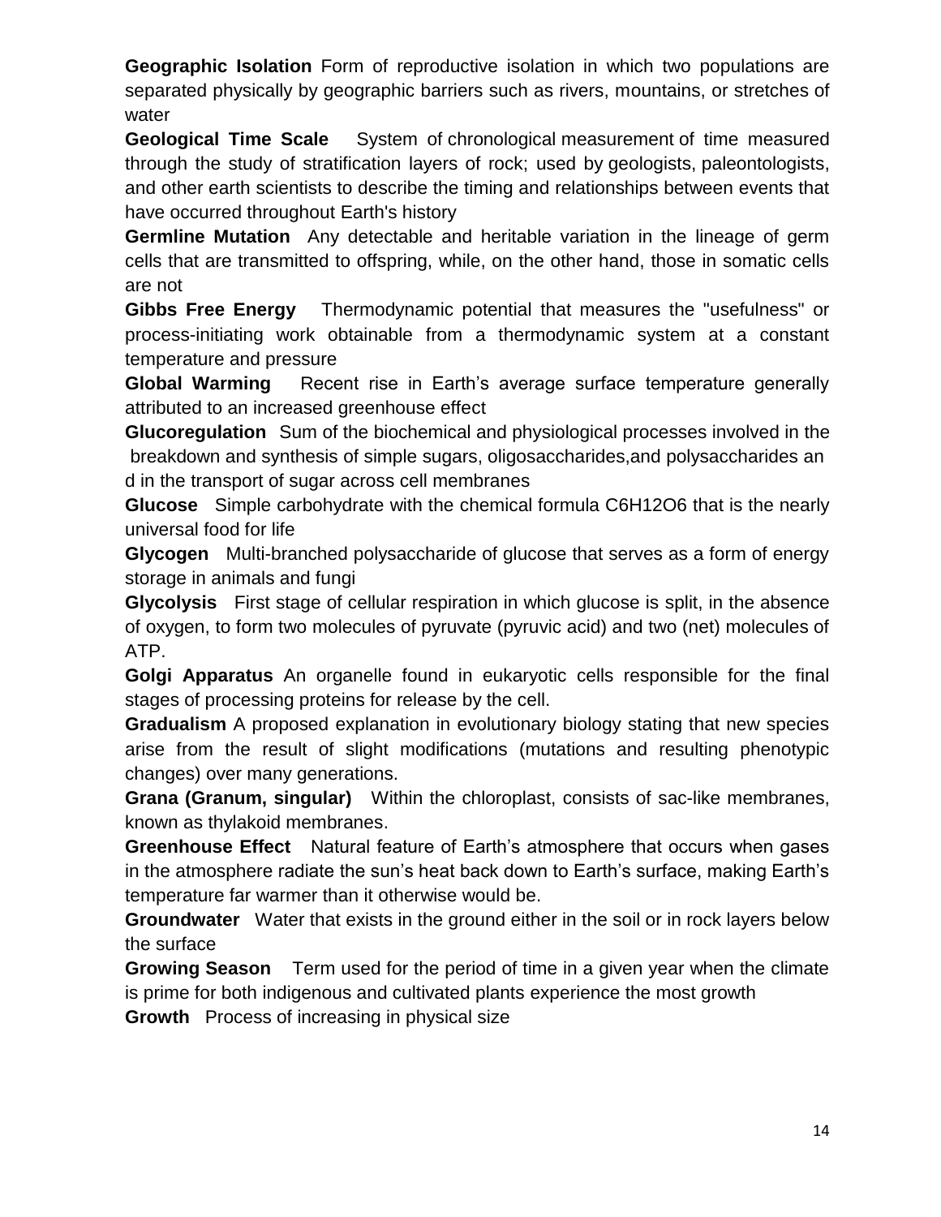**Geographic Isolation** Form of reproductive isolation in which two populations are separated physically by geographic barriers such as rivers, mountains, or stretches of water

**Geological Time Scale** System of chronological measurement of time measured through the study of stratification layers of rock; used by geologists, paleontologists, and other earth scientists to describe the timing and relationships between events that have occurred throughout Earth's history

**Germline Mutation** Any detectable and heritable variation in the lineage of germ cells that are transmitted to offspring, while, on the other hand, those in somatic cells are not

**Gibbs Free Energy** Thermodynamic potential that measures the "usefulness" or process-initiating work obtainable from a thermodynamic system at a constant temperature and pressure

**Global Warming** Recent rise in Earth's average surface temperature generally attributed to an increased greenhouse effect

**Glucoregulation** Sum of the biochemical and physiological processes involved in the breakdown and synthesis of simple sugars, oligosaccharides,and polysaccharides an d in the transport of sugar across cell membranes

**Glucose** Simple carbohydrate with the chemical formula $C_6H_{12}O_6$ that is the nearly universal food for life

**Glycogen** Multi-branched polysaccharide of glucose that serves as a form of energy storage in animals and fungi

**Glycolysis** First stage of cellular respiration in which glucose is split, in the absence of oxygen, to form two molecules of pyruvate (pyruvic acid) and two (net) molecules of ATP.

**Golgi Apparatus** An organelle found in eukaryotic cells responsible for the final stages of processing proteins for release by the cell.

**Gradualism** A proposed explanation in evolutionary biology stating that new species arise from the result of slight modifications (mutations and resulting phenotypic changes) over many generations.

**Grana (Granum, singular)** Within the chloroplast, consists of sac-like membranes, known as thylakoid membranes.

**Greenhouse Effect** Natural feature of Earth's atmosphere that occurs when gases in the atmosphere radiate the sun's heat back down to Earth's surface, making Earth's temperature far warmer than it otherwise would be.

**Groundwater** Water that exists in the ground either in the soil or in rock layers below the surface

**Growing Season** Term used for the period of time in a given year when the climate is prime for both indigenous and cultivated plants experience the most growth

**Growth** Process of increasing in physical size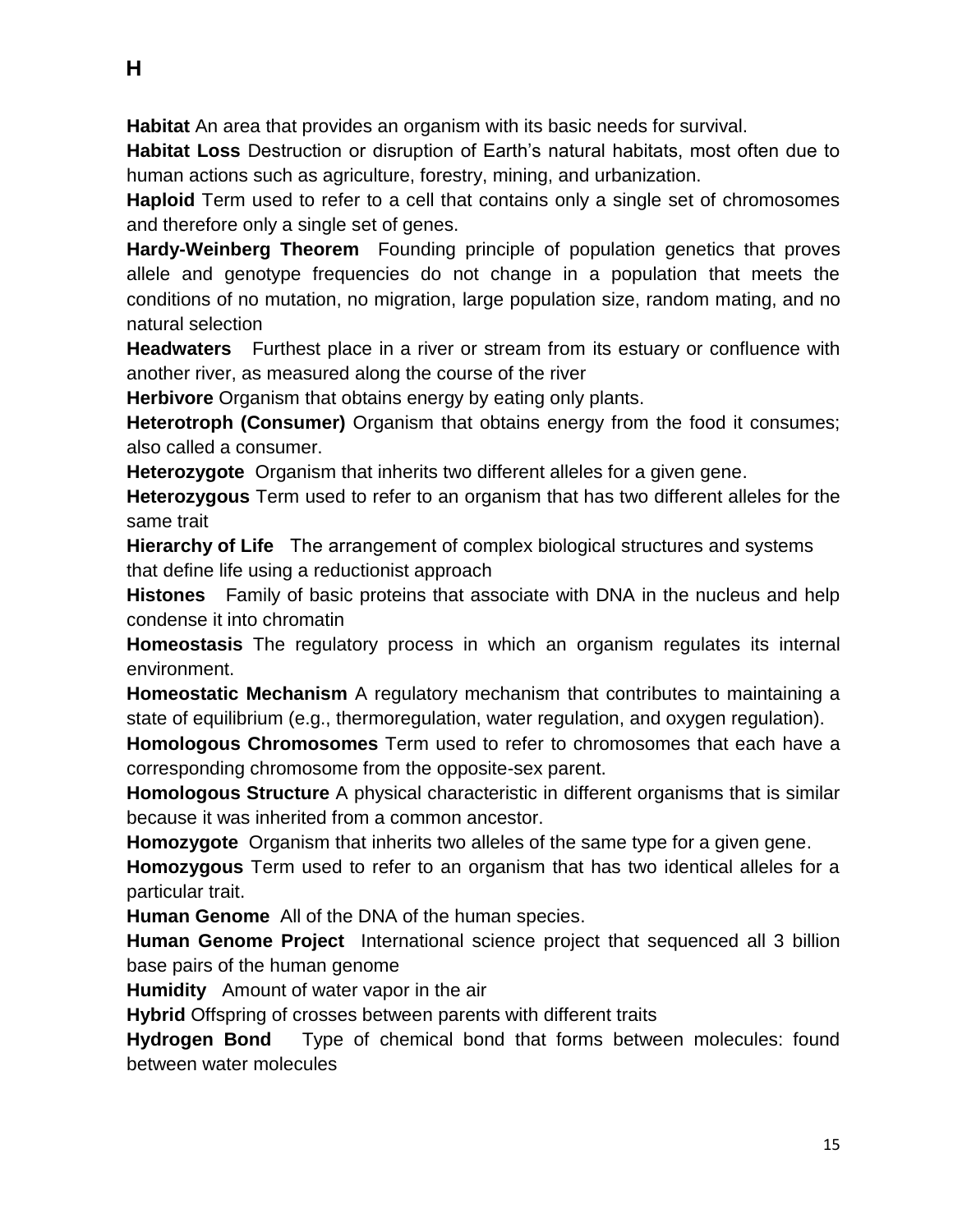## H

**Habitat** An area that provides an organism with its basic needs for survival.

**Habitat Loss** Destruction or disruption of Earth's natural habitats, most often due to human actions such as agriculture, forestry, mining, and urbanization.

**Haploid** Term used to refer to a cell that contains only a single set of chromosomes and therefore only a single set of genes.

**Hardy-Weinberg Theorem** Founding principle of population genetics that proves allele and genotype frequencies do not change in a population that meets the conditions of no mutation, no migration, large population size, random mating, and no natural selection

**Headwaters** Furthest place in a river or stream from its estuary or confluence with another river, as measured along the course of the river

**Herbivore** Organism that obtains energy by eating only plants.

**Heterotroph (Consumer)** Organism that obtains energy from the food it consumes; also called a consumer.

**Heterozygote** Organism that inherits two different alleles for a given gene.

**Heterozygous** Term used to refer to an organism that has two different alleles for the same trait

**Hierarchy of Life** The arrangement of complex biological structures and systems that define life using a reductionist approach

**Histones** Family of basic proteins that associate with DNA in the nucleus and help condense it into chromatin

**Homeostasis** The regulatory process in which an organism regulates its internal environment.

**Homeostatic Mechanism** A regulatory mechanism that contributes to maintaining a state of equilibrium (e.g., thermoregulation, water regulation, and oxygen regulation).

**Homologous Chromosomes** Term used to refer to chromosomes that each have a corresponding chromosome from the opposite-sex parent.

**Homologous Structure** A physical characteristic in different organisms that is similar because it was inherited from a common ancestor.

**Homozygote** Organism that inherits two alleles of the same type for a given gene.

**Homozygous** Term used to refer to an organism that has two identical alleles for a particular trait.

**Human Genome** All of the DNA of the human species.

**Human Genome Project** International science project that sequenced all 3 billion base pairs of the human genome

**Humidity** Amount of water vapor in the air

**Hybrid** Offspring of crosses between parents with different traits

**Hydrogen Bond** Type of chemical bond that forms between molecules: found between water molecules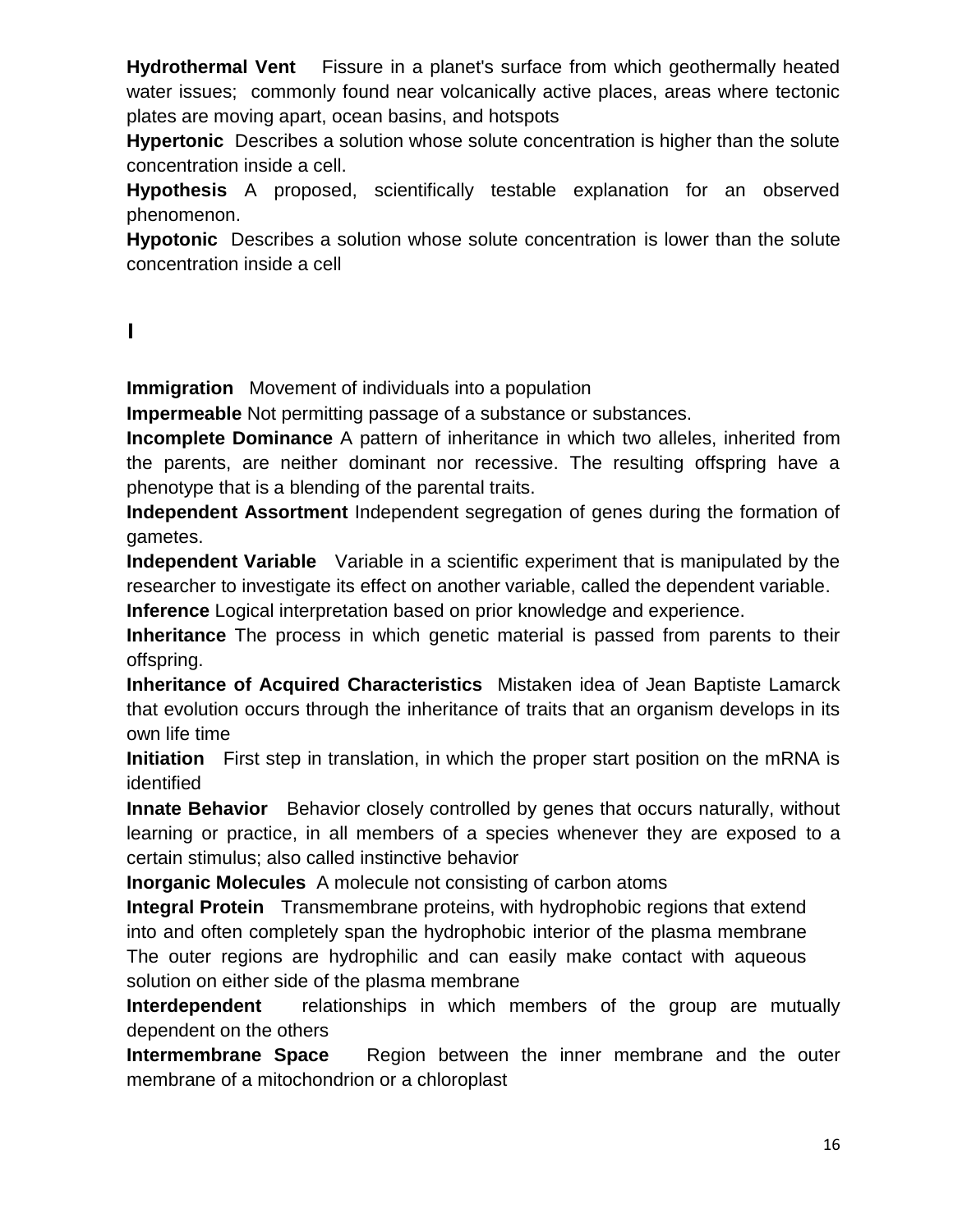**Hydrothermal Vent** Fissure in a planet's surface from which geothermally heated water issues; commonly found near volcanically active places, areas where tectonic plates are moving apart, ocean basins, and hotspots

**Hypertonic** Describes a solution whose solute concentration is higher than the solute concentration inside a cell.

**Hypothesis** A proposed, scientifically testable explanation for an observed phenomenon.

**Hypotonic** Describes a solution whose solute concentration is lower than the solute concentration inside a cell

## I

**Immigration** Movement of individuals into a population

**Impermeable** Not permitting passage of a substance or substances.

**Incomplete Dominance** A pattern of inheritance in which two alleles, inherited from the parents, are neither dominant nor recessive. The resulting offspring have a phenotype that is a blending of the parental traits.

**Independent Assortment** Independent segregation of genes during the formation of gametes.

**Independent Variable** Variable in a scientific experiment that is manipulated by the researcher to investigate its effect on another variable, called the dependent variable.

**Inference** Logical interpretation based on prior knowledge and experience.

**Inheritance** The process in which genetic material is passed from parents to their offspring.

**Inheritance of Acquired Characteristics** Mistaken idea of Jean Baptiste Lamarck that evolution occurs through the inheritance of traits that an organism develops in its own life time

**Initiation** First step in translation, in which the proper start position on the mRNA is identified

**Innate Behavior** Behavior closely controlled by genes that occurs naturally, without learning or practice, in all members of a species whenever they are exposed to a certain stimulus; also called instinctive behavior

**Inorganic Molecules** A molecule not consisting of carbon atoms

**Integral Protein** Transmembrane proteins, with hydrophobic regions that extend into and often completely span the hydrophobic interior of the plasma membrane The outer regions are hydrophilic and can easily make contact with aqueous solution on either side of the plasma membrane

**Interdependent** relationships in which members of the group are mutually dependent on the others

**Intermembrane Space** Region between the inner membrane and the outer membrane of a mitochondrion or a chloroplast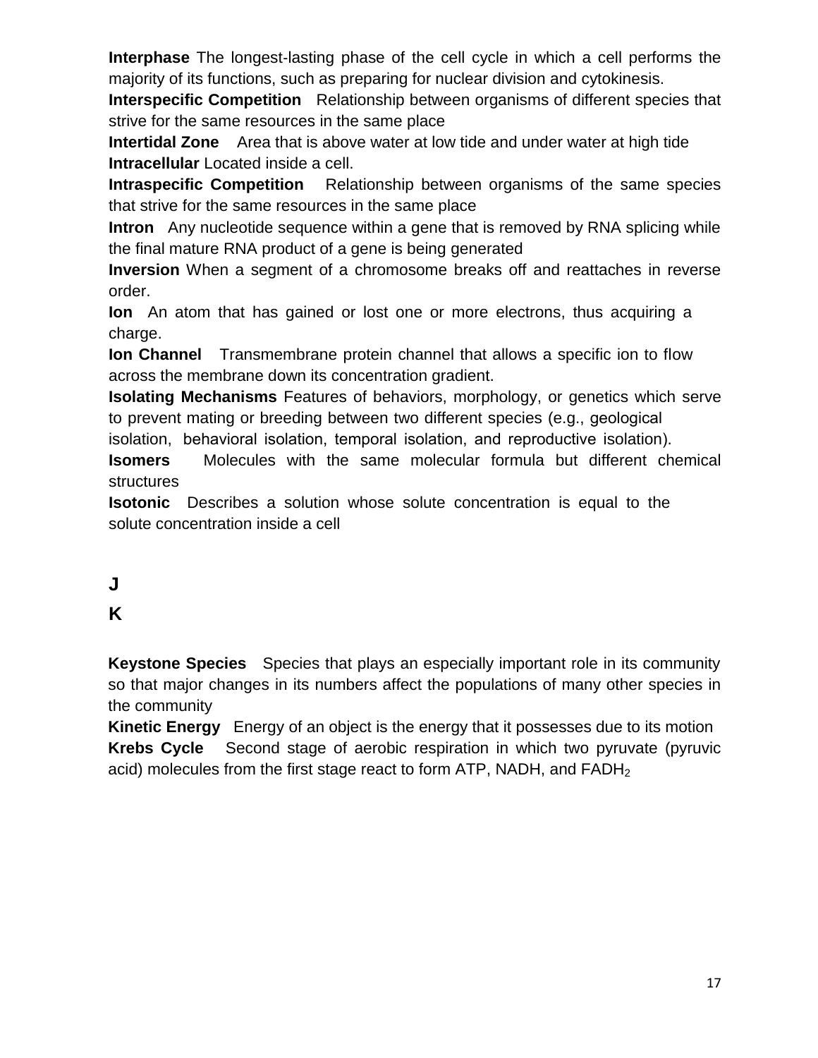**Interphase** The longest-lasting phase of the cell cycle in which a cell performs the majority of its functions, such as preparing for nuclear division and cytokinesis.

**Interspecific Competition** Relationship between organisms of different species that strive for the same resources in the same place

**Intertidal Zone** Area that is above water at low tide and under water at high tide

**Intracellular** Located inside a cell.

**Intraspecific Competition** Relationship between organisms of the same species that strive for the same resources in the same place

**Intron** Any nucleotide sequence within a gene that is removed by RNA splicing while the final mature RNA product of a gene is being generated

**Inversion** When a segment of a chromosome breaks off and reattaches in reverse order.

**Ion** An atom that has gained or lost one or more electrons, thus acquiring a charge.

**Ion Channel** Transmembrane protein channel that allows a specific ion to flow across the membrane down its concentration gradient.

**Isolating Mechanisms** Features of behaviors, morphology, or genetics which serve to prevent mating or breeding between two different species (e.g., geological isolation, behavioral isolation, temporal isolation, and reproductive isolation).

**Isomers** Molecules with the same molecular formula but different chemical structures

**Isotonic** Describes a solution whose solute concentration is equal to the solute concentration inside a cell

## J

## K

**Keystone Species** Species that plays an especially important role in its community so that major changes in its numbers affect the populations of many other species in the community

**Kinetic Energy** Energy of an object is the energy that it possesses due to its motion

**Krebs Cycle** Second stage of aerobic respiration in which two pyruvate (pyruvic acid) molecules from the first stage react to form ATP, NADH, and $FADH_2$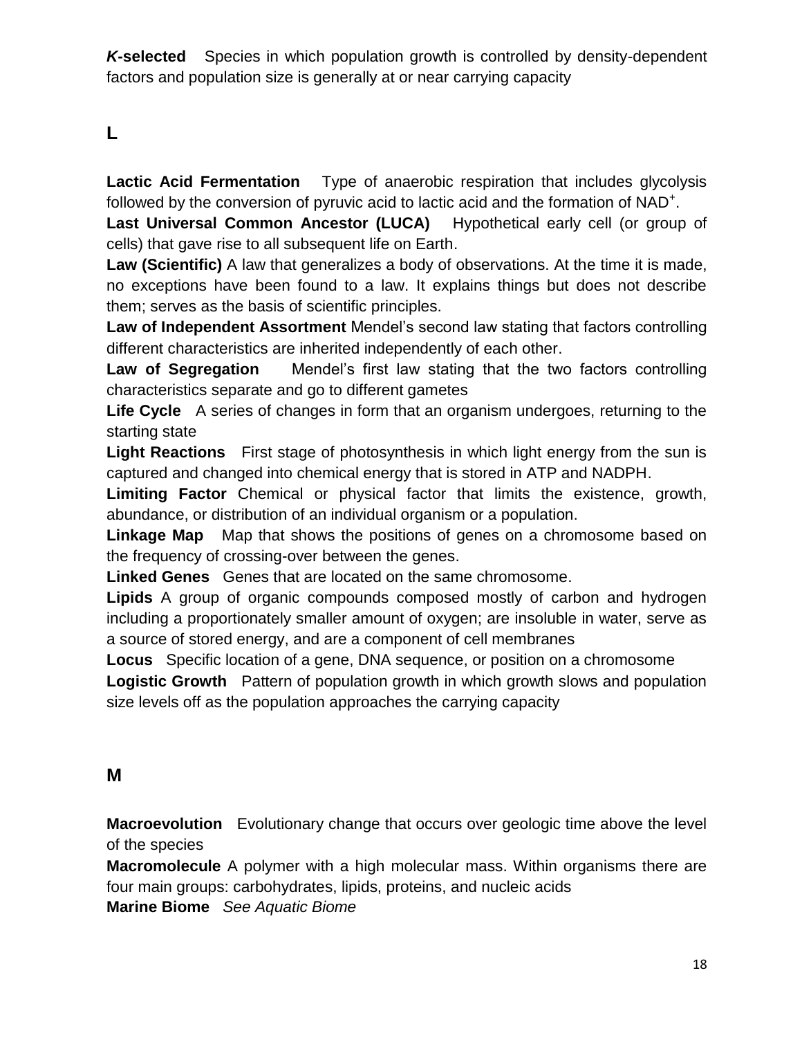***K*-selected** Species in which population growth is controlled by density-dependent factors and population size is generally at or near carrying capacity

## L

**Lactic Acid Fermentation** Type of anaerobic respiration that includes glycolysis followed by the conversion of pyruvic acid to lactic acid and the formation of $NAD^+$.

**Last Universal Common Ancestor (LUCA)** Hypothetical early cell (or group of cells) that gave rise to all subsequent life on Earth.

**Law (Scientific)** A law that generalizes a body of observations. At the time it is made, no exceptions have been found to a law. It explains things but does not describe them; serves as the basis of scientific principles.

**Law of Independent Assortment** Mendel's second law stating that factors controlling different characteristics are inherited independently of each other.

**Law of Segregation** Mendel's first law stating that the two factors controlling characteristics separate and go to different gametes

**Life Cycle** A series of changes in form that an organism undergoes, returning to the starting state

**Light Reactions** First stage of photosynthesis in which light energy from the sun is captured and changed into chemical energy that is stored in ATP and NADPH.

**Limiting Factor** Chemical or physical factor that limits the existence, growth, abundance, or distribution of an individual organism or a population.

**Linkage Map** Map that shows the positions of genes on a chromosome based on the frequency of crossing-over between the genes.

**Linked Genes** Genes that are located on the same chromosome.

**Lipids** A group of organic compounds composed mostly of carbon and hydrogen including a proportionately smaller amount of oxygen; are insoluble in water, serve as a source of stored energy, and are a component of cell membranes

**Locus** Specific location of a gene, DNA sequence, or position on a chromosome

**Logistic Growth** Pattern of population growth in which growth slows and population size levels off as the population approaches the carrying capacity

## M

**Macroevolution** Evolutionary change that occurs over geologic time above the level of the species

**Macromolecule** A polymer with a high molecular mass. Within organisms there are four main groups: carbohydrates, lipids, proteins, and nucleic acids

**Marine Biome** *See Aquatic Biome*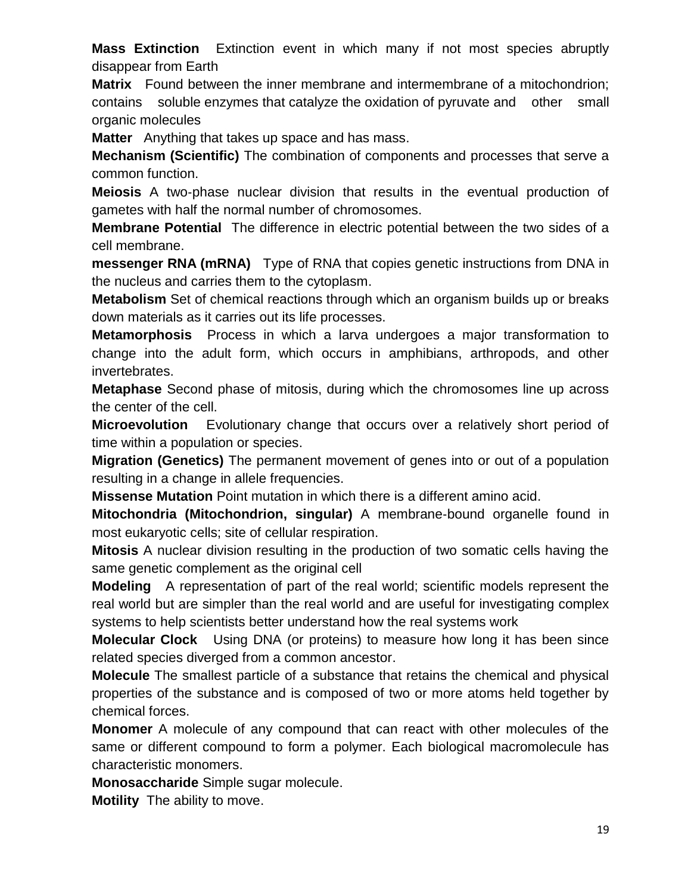**Mass Extinction** Extinction event in which many if not most species abruptly disappear from Earth

**Matrix** Found between the inner membrane and intermembrane of a mitochondrion; contains soluble enzymes that catalyze the oxidation of pyruvate and other small organic molecules

**Matter** Anything that takes up space and has mass.

**Mechanism (Scientific)** The combination of components and processes that serve a common function.

**Meiosis** A two-phase nuclear division that results in the eventual production of gametes with half the normal number of chromosomes.

**Membrane Potential** The difference in electric potential between the two sides of a cell membrane.

**messenger RNA (mRNA)** Type of RNA that copies genetic instructions from DNA in the nucleus and carries them to the cytoplasm.

**Metabolism** Set of chemical reactions through which an organism builds up or breaks down materials as it carries out its life processes.

**Metamorphosis** Process in which a larva undergoes a major transformation to change into the adult form, which occurs in amphibians, arthropods, and other invertebrates.

**Metaphase** Second phase of mitosis, during which the chromosomes line up across the center of the cell.

**Microevolution** Evolutionary change that occurs over a relatively short period of time within a population or species.

**Migration (Genetics)** The permanent movement of genes into or out of a population resulting in a change in allele frequencies.

**Missense Mutation** Point mutation in which there is a different amino acid.

**Mitochondria (Mitochondrion, singular)** A membrane-bound organelle found in most eukaryotic cells; site of cellular respiration.

**Mitosis** A nuclear division resulting in the production of two somatic cells having the same genetic complement as the original cell

**Modeling** A representation of part of the real world; scientific models represent the real world but are simpler than the real world and are useful for investigating complex systems to help scientists better understand how the real systems work

**Molecular Clock** Using DNA (or proteins) to measure how long it has been since related species diverged from a common ancestor.

**Molecule** The smallest particle of a substance that retains the chemical and physical properties of the substance and is composed of two or more atoms held together by chemical forces.

**Monomer** A molecule of any compound that can react with other molecules of the same or different compound to form a polymer. Each biological macromolecule has characteristic monomers.

**Monosaccharide** Simple sugar molecule.

**Motility** The ability to move.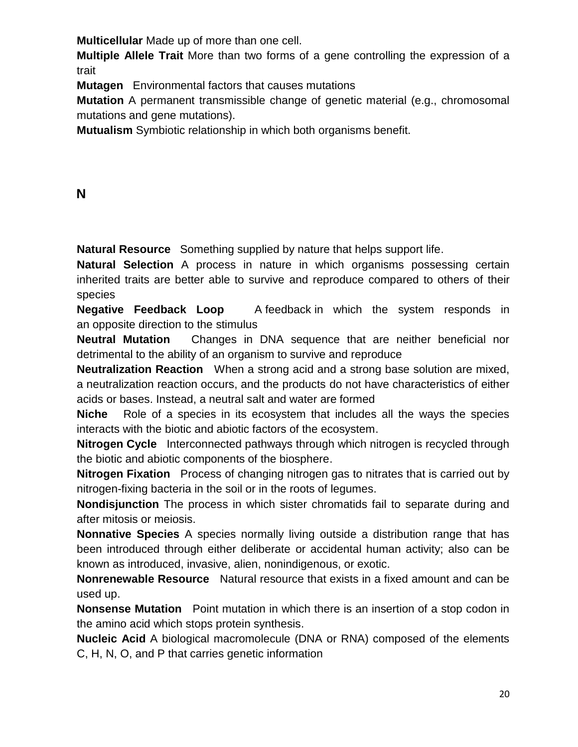**Multicellular** Made up of more than one cell.

**Multiple Allele Trait** More than two forms of a gene controlling the expression of a trait

**Mutagen** Environmental factors that causes mutations

**Mutation** A permanent transmissible change of genetic material (e.g., chromosomal mutations and gene mutations).

**Mutualism** Symbiotic relationship in which both organisms benefit.

## N

**Natural Resource** Something supplied by nature that helps support life.

**Natural Selection** A process in nature in which organisms possessing certain inherited traits are better able to survive and reproduce compared to others of their species

**Negative Feedback Loop** A feedback in which the system responds in an opposite direction to the stimulus

**Neutral Mutation** Changes in DNA sequence that are neither beneficial nor detrimental to the ability of an organism to survive and reproduce

**Neutralization Reaction** When a strong acid and a strong base solution are mixed, a neutralization reaction occurs, and the products do not have characteristics of either acids or bases. Instead, a neutral salt and water are formed

**Niche** Role of a species in its ecosystem that includes all the ways the species interacts with the biotic and abiotic factors of the ecosystem.

**Nitrogen Cycle** Interconnected pathways through which nitrogen is recycled through the biotic and abiotic components of the biosphere.

**Nitrogen Fixation** Process of changing nitrogen gas to nitrates that is carried out by nitrogen-fixing bacteria in the soil or in the roots of legumes.

**Nondisjunction** The process in which sister chromatids fail to separate during and after mitosis or meiosis.

**Nonnative Species** A species normally living outside a distribution range that has been introduced through either deliberate or accidental human activity; also can be known as introduced, invasive, alien, nonindigenous, or exotic.

**Nonrenewable Resource** Natural resource that exists in a fixed amount and can be used up.

**Nonsense Mutation** Point mutation in which there is an insertion of a stop codon in the amino acid which stops protein synthesis.

**Nucleic Acid** A biological macromolecule (DNA or RNA) composed of the elements C, H, N, O, and P that carries genetic information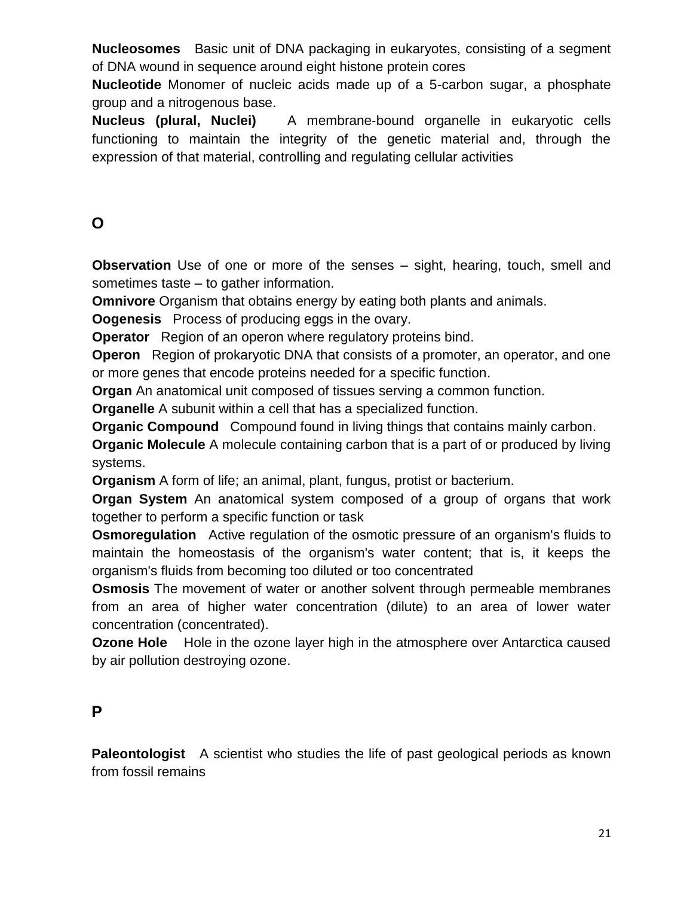**Nucleosomes** Basic unit of DNA packaging in eukaryotes, consisting of a segment of DNA wound in sequence around eight histone protein cores

**Nucleotide** Monomer of nucleic acids made up of a 5-carbon sugar, a phosphate group and a nitrogenous base.

**Nucleus (plural, Nuclei)** A membrane-bound organelle in eukaryotic cells functioning to maintain the integrity of the genetic material and, through the expression of that material, controlling and regulating cellular activities

## O

**Observation** Use of one or more of the senses – sight, hearing, touch, smell and sometimes taste – to gather information.

**Omnivore** Organism that obtains energy by eating both plants and animals.

**Oogenesis** Process of producing eggs in the ovary.

**Operator** Region of an operon where regulatory proteins bind.

**Operon** Region of prokaryotic DNA that consists of a promoter, an operator, and one or more genes that encode proteins needed for a specific function.

**Organ** An anatomical unit composed of tissues serving a common function.

**Organelle** A subunit within a cell that has a specialized function.

**Organic Compound** Compound found in living things that contains mainly carbon.

**Organic Molecule** A molecule containing carbon that is a part of or produced by living systems.

**Organism** A form of life; an animal, plant, fungus, protist or bacterium.

**Organ System** An anatomical system composed of a group of organs that work together to perform a specific function or task

**Osmoregulation** Active regulation of the osmotic pressure of an organism's fluids to maintain the homeostasis of the organism's water content; that is, it keeps the organism's fluids from becoming too diluted or too concentrated

**Osmosis** The movement of water or another solvent through permeable membranes from an area of higher water concentration (dilute) to an area of lower water concentration (concentrated).

**Ozone Hole** Hole in the ozone layer high in the atmosphere over Antarctica caused by air pollution destroying ozone.

## P

**Paleontologist** A scientist who studies the life of past geological periods as known from fossil remains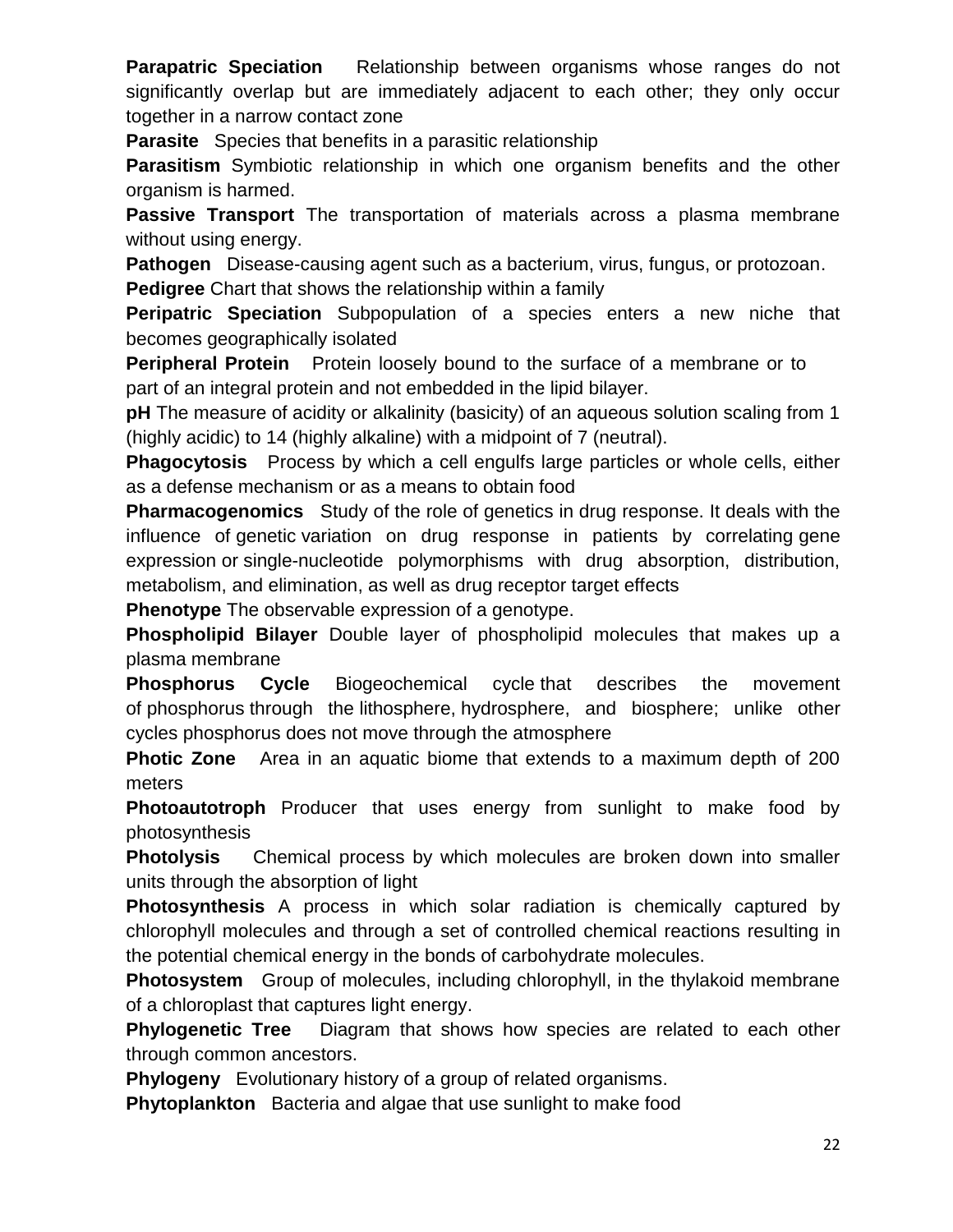**Parapatric Speciation** Relationship between organisms whose ranges do not significantly overlap but are immediately adjacent to each other; they only occur together in a narrow contact zone

**Parasite** Species that benefits in a parasitic relationship

**Parasitism** Symbiotic relationship in which one organism benefits and the other organism is harmed.

**Passive Transport** The transportation of materials across a plasma membrane without using energy.

**Pathogen** Disease-causing agent such as a bacterium, virus, fungus, or protozoan.

**Pedigree** Chart that shows the relationship within a family

**Peripatric Speciation** Subpopulation of a species enters a new niche that becomes geographically isolated

**Peripheral Protein** Protein loosely bound to the surface of a membrane or to part of an integral protein and not embedded in the lipid bilayer.

**pH** The measure of acidity or alkalinity (basicity) of an aqueous solution scaling from 1 (highly acidic) to 14 (highly alkaline) with a midpoint of 7 (neutral).

**Phagocytosis** Process by which a cell engulfs large particles or whole cells, either as a defense mechanism or as a means to obtain food

**Pharmacogenomics** Study of the role of genetics in drug response. It deals with the influence of genetic variation on drug response in patients by correlating gene expression or single-nucleotide polymorphisms with drug absorption, distribution, metabolism, and elimination, as well as drug receptor target effects

**Phenotype** The observable expression of a genotype.

**Phospholipid Bilayer** Double layer of phospholipid molecules that makes up a plasma membrane

**Phosphorus Cycle** Biogeochemical cycle that describes the movement of phosphorus through the lithosphere, hydrosphere, and biosphere; unlike other cycles phosphorus does not move through the atmosphere

**Photic Zone** Area in an aquatic biome that extends to a maximum depth of 200 meters

**Photoautotroph** Producer that uses energy from sunlight to make food by photosynthesis

**Photolysis** Chemical process by which molecules are broken down into smaller units through the absorption of light

**Photosynthesis** A process in which solar radiation is chemically captured by chlorophyll molecules and through a set of controlled chemical reactions resulting in the potential chemical energy in the bonds of carbohydrate molecules.

**Photosystem** Group of molecules, including chlorophyll, in the thylakoid membrane of a chloroplast that captures light energy.

**Phylogenetic Tree** Diagram that shows how species are related to each other through common ancestors.

**Phylogeny** Evolutionary history of a group of related organisms.

**Phytoplankton** Bacteria and algae that use sunlight to make food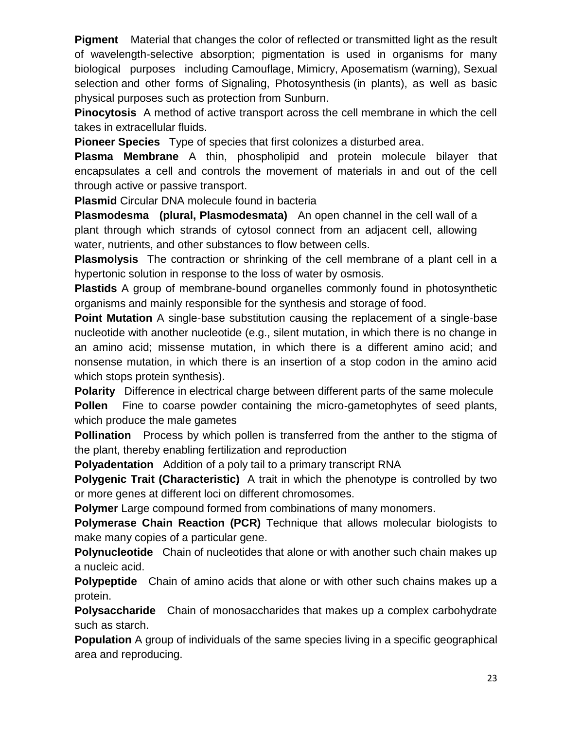**Pigment** Material that changes the color of reflected or transmitted light as the result of wavelength-selective absorption; pigmentation is used in organisms for many biological purposes including Camouflage, Mimicry, Aposematism (warning), Sexual selection and other forms of Signaling, Photosynthesis (in plants), as well as basic physical purposes such as protection from Sunburn.

**Pinocytosis** A method of active transport across the cell membrane in which the cell takes in extracellular fluids.

**Pioneer Species** Type of species that first colonizes a disturbed area.

**Plasma Membrane** A thin, phospholipid and protein molecule bilayer that encapsulates a cell and controls the movement of materials in and out of the cell through active or passive transport.

**Plasmid** Circular DNA molecule found in bacteria

**Plasmodesma (plural, Plasmodesmata)** An open channel in the cell wall of a plant through which strands of cytosol connect from an adjacent cell, allowing water, nutrients, and other substances to flow between cells.

**Plasmolysis** The contraction or shrinking of the cell membrane of a plant cell in a hypertonic solution in response to the loss of water by osmosis.

**Plastids** A group of membrane-bound organelles commonly found in photosynthetic organisms and mainly responsible for the synthesis and storage of food.

**Point Mutation** A single-base substitution causing the replacement of a single-base nucleotide with another nucleotide (e.g., silent mutation, in which there is no change in an amino acid; missense mutation, in which there is a different amino acid; and nonsense mutation, in which there is an insertion of a stop codon in the amino acid which stops protein synthesis).

**Polarity** Difference in electrical charge between different parts of the same molecule

**Pollen** Fine to coarse powder containing the micro-gametophytes of seed plants, which produce the male gametes

**Pollination** Process by which pollen is transferred from the anther to the stigma of the plant, thereby enabling fertilization and reproduction

**Polyadentation** Addition of a poly tail to a primary transcript RNA

**Polygenic Trait (Characteristic)** A trait in which the phenotype is controlled by two or more genes at different loci on different chromosomes.

**Polymer** Large compound formed from combinations of many monomers.

**Polymerase Chain Reaction (PCR)** Technique that allows molecular biologists to make many copies of a particular gene.

**Polynucleotide** Chain of nucleotides that alone or with another such chain makes up a nucleic acid.

**Polypeptide** Chain of amino acids that alone or with other such chains makes up a protein.

**Polysaccharide** Chain of monosaccharides that makes up a complex carbohydrate such as starch.

**Population** A group of individuals of the same species living in a specific geographical area and reproducing.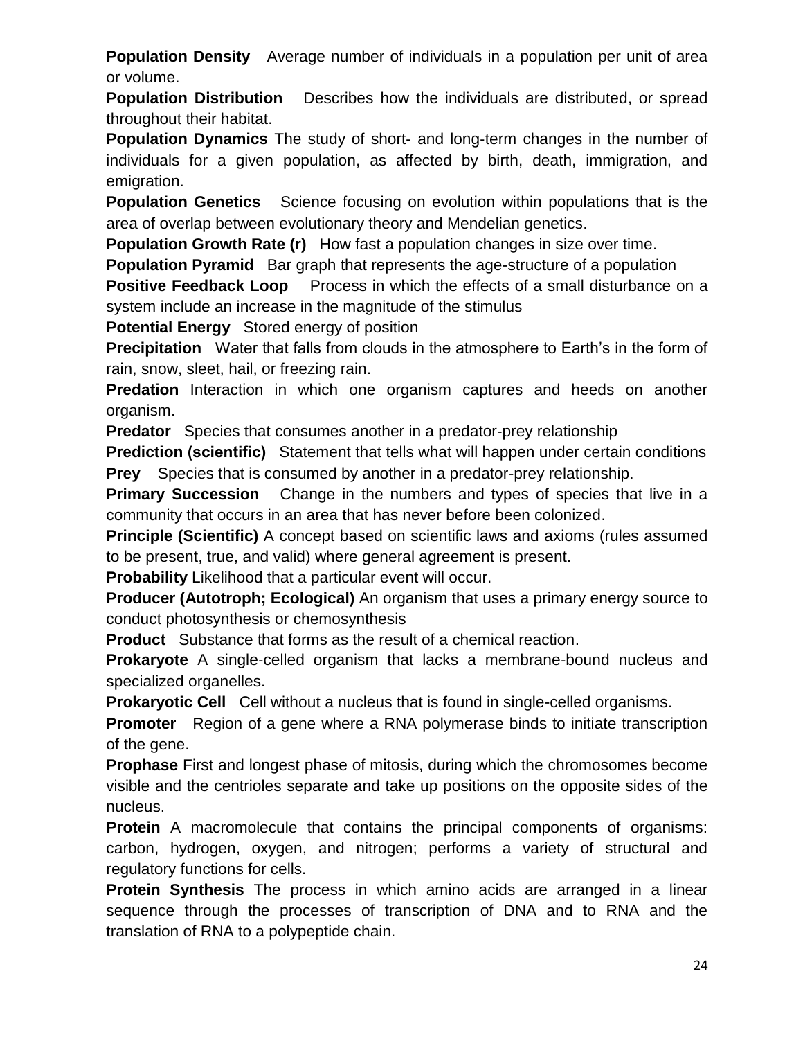**Population Density** Average number of individuals in a population per unit of area or volume.

**Population Distribution** Describes how the individuals are distributed, or spread throughout their habitat.

**Population Dynamics** The study of short- and long-term changes in the number of individuals for a given population, as affected by birth, death, immigration, and emigration.

**Population Genetics** Science focusing on evolution within populations that is the area of overlap between evolutionary theory and Mendelian genetics.

**Population Growth Rate (r)** How fast a population changes in size over time.

**Population Pyramid** Bar graph that represents the age-structure of a population

**Positive Feedback Loop** Process in which the effects of a small disturbance on a system include an increase in the magnitude of the stimulus

**Potential Energy** Stored energy of position

**Precipitation** Water that falls from clouds in the atmosphere to Earth's in the form of rain, snow, sleet, hail, or freezing rain.

**Predation** Interaction in which one organism captures and heeds on another organism.

**Predator** Species that consumes another in a predator-prey relationship

**Prediction (scientific)** Statement that tells what will happen under certain conditions

**Prey** Species that is consumed by another in a predator-prey relationship.

**Primary Succession** Change in the numbers and types of species that live in a community that occurs in an area that has never before been colonized.

**Principle (Scientific)** A concept based on scientific laws and axioms (rules assumed to be present, true, and valid) where general agreement is present.

**Probability** Likelihood that a particular event will occur.

**Producer (Autotroph; Ecological)** An organism that uses a primary energy source to conduct photosynthesis or chemosynthesis

**Product** Substance that forms as the result of a chemical reaction.

**Prokaryote** A single-celled organism that lacks a membrane-bound nucleus and specialized organelles.

**Prokaryotic Cell** Cell without a nucleus that is found in single-celled organisms.

**Promoter** Region of a gene where a RNA polymerase binds to initiate transcription of the gene.

**Prophase** First and longest phase of mitosis, during which the chromosomes become visible and the centrioles separate and take up positions on the opposite sides of the nucleus.

**Protein** A macromolecule that contains the principal components of organisms: carbon, hydrogen, oxygen, and nitrogen; performs a variety of structural and regulatory functions for cells.

**Protein Synthesis** The process in which amino acids are arranged in a linear sequence through the processes of transcription of DNA and to RNA and the translation of RNA to a polypeptide chain.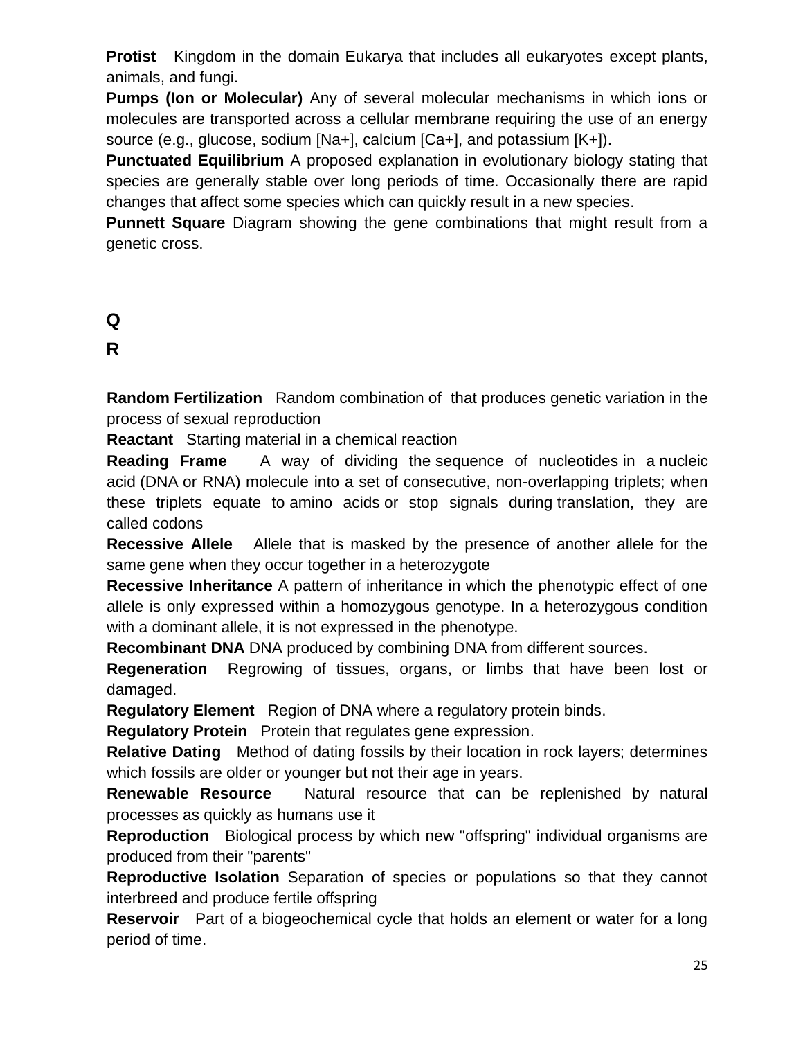**Protist** Kingdom in the domain Eukarya that includes all eukaryotes except plants, animals, and fungi.

**Pumps (Ion or Molecular)** Any of several molecular mechanisms in which ions or molecules are transported across a cellular membrane requiring the use of an energy source (e.g., glucose, sodium [Na+], calcium [Ca+], and potassium [K+]).

**Punctuated Equilibrium** A proposed explanation in evolutionary biology stating that species are generally stable over long periods of time. Occasionally there are rapid changes that affect some species which can quickly result in a new species.

**Punnett Square** Diagram showing the gene combinations that might result from a genetic cross.

## Q

## R

**Random Fertilization** Random combination of that produces genetic variation in the process of sexual reproduction

**Reactant** Starting material in a chemical reaction

**Reading Frame** A way of dividing the sequence of nucleotides in a nucleic acid (DNA or RNA) molecule into a set of consecutive, non-overlapping triplets; when these triplets equate to amino acids or stop signals during translation, they are called codons

**Recessive Allele** Allele that is masked by the presence of another allele for the same gene when they occur together in a heterozygote

**Recessive Inheritance** A pattern of inheritance in which the phenotypic effect of one allele is only expressed within a homozygous genotype. In a heterozygous condition with a dominant allele, it is not expressed in the phenotype.

**Recombinant DNA** DNA produced by combining DNA from different sources.

**Regeneration** Regrowing of tissues, organs, or limbs that have been lost or damaged.

**Regulatory Element** Region of DNA where a regulatory protein binds.

**Regulatory Protein** Protein that regulates gene expression.

**Relative Dating** Method of dating fossils by their location in rock layers; determines which fossils are older or younger but not their age in years.

**Renewable Resource** Natural resource that can be replenished by natural processes as quickly as humans use it

**Reproduction** Biological process by which new "offspring" individual organisms are produced from their "parents"

**Reproductive Isolation** Separation of species or populations so that they cannot interbreed and produce fertile offspring

**Reservoir** Part of a biogeochemical cycle that holds an element or water for a long period of time.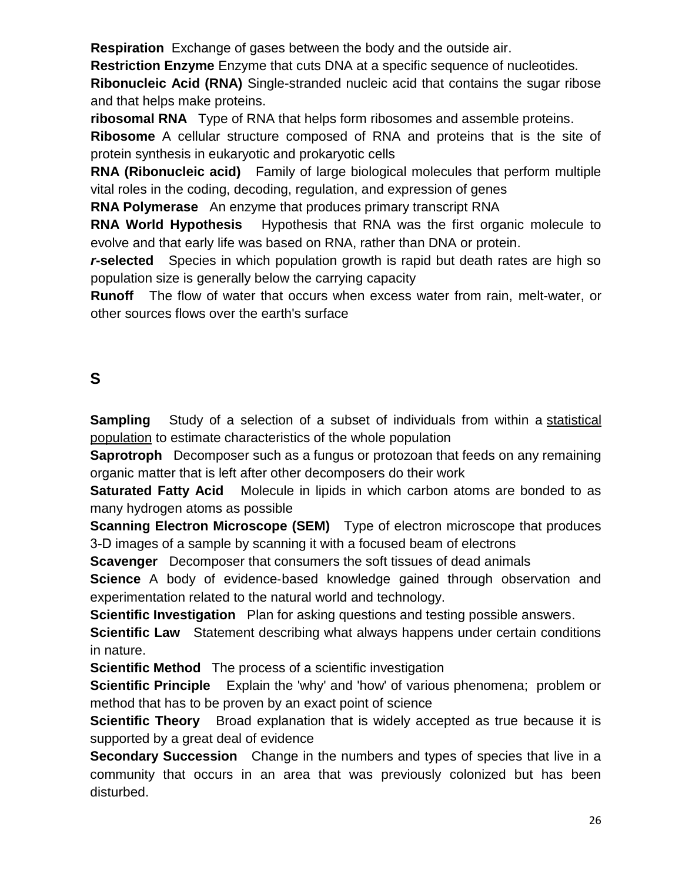**Respiration** Exchange of gases between the body and the outside air.

**Restriction Enzyme** Enzyme that cuts DNA at a specific sequence of nucleotides.

**Ribonucleic Acid (RNA)** Single-stranded nucleic acid that contains the sugar ribose and that helps make proteins.

**ribosomal RNA** Type of RNA that helps form ribosomes and assemble proteins.

**Ribosome** A cellular structure composed of RNA and proteins that is the site of protein synthesis in eukaryotic and prokaryotic cells

**RNA (Ribonucleic acid)** Family of large biological molecules that perform multiple vital roles in the coding, decoding, regulation, and expression of genes

**RNA Polymerase** An enzyme that produces primary transcript RNA

**RNA World Hypothesis** Hypothesis that RNA was the first organic molecule to evolve and that early life was based on RNA, rather than DNA or protein.

***r*-selected** Species in which population growth is rapid but death rates are high so population size is generally below the carrying capacity

**Runoff** The flow of water that occurs when excess water from rain, melt-water, or other sources flows over the earth's surface

## S

**Sampling** Study of a selection of a subset of individuals from within a statistical population to estimate characteristics of the whole population

**Saprotroph** Decomposer such as a fungus or protozoan that feeds on any remaining organic matter that is left after other decomposers do their work

**Saturated Fatty Acid** Molecule in lipids in which carbon atoms are bonded to as many hydrogen atoms as possible

**Scanning Electron Microscope (SEM)** Type of electron microscope that produces 3-D images of a sample by scanning it with a focused beam of electrons

**Scavenger** Decomposer that consumers the soft tissues of dead animals

**Science** A body of evidence-based knowledge gained through observation and experimentation related to the natural world and technology.

**Scientific Investigation** Plan for asking questions and testing possible answers.

**Scientific Law** Statement describing what always happens under certain conditions in nature.

**Scientific Method** The process of a scientific investigation

**Scientific Principle** Explain the 'why' and 'how' of various phenomena; problem or method that has to be proven by an exact point of science

**Scientific Theory** Broad explanation that is widely accepted as true because it is supported by a great deal of evidence

**Secondary Succession** Change in the numbers and types of species that live in a community that occurs in an area that was previously colonized but has been disturbed.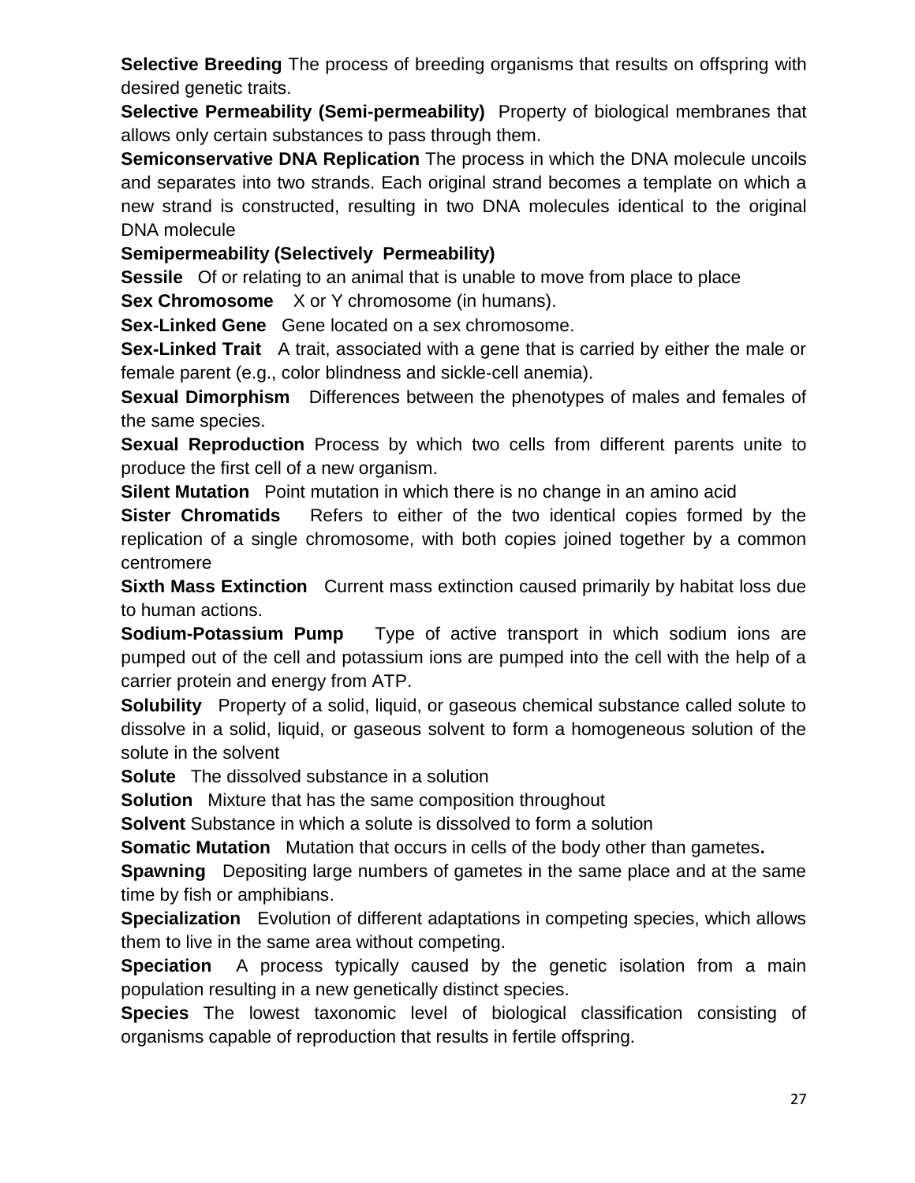**Selective Breeding** The process of breeding organisms that results on offspring with desired genetic traits.

**Selective Permeability (Semi-permeability)** Property of biological membranes that allows only certain substances to pass through them.

**Semiconservative DNA Replication** The process in which the DNA molecule uncoils and separates into two strands. Each original strand becomes a template on which a new strand is constructed, resulting in two DNA molecules identical to the original DNA molecule

**Semipermeability (Selectively Permeability)**

**Sessile** Of or relating to an animal that is unable to move from place to place

**Sex Chromosome** X or Y chromosome (in humans).

**Sex-Linked Gene** Gene located on a sex chromosome.

**Sex-Linked Trait** A trait, associated with a gene that is carried by either the male or female parent (e.g., color blindness and sickle-cell anemia).

**Sexual Dimorphism** Differences between the phenotypes of males and females of the same species.

**Sexual Reproduction** Process by which two cells from different parents unite to produce the first cell of a new organism.

**Silent Mutation** Point mutation in which there is no change in an amino acid

**Sister Chromatids** Refers to either of the two identical copies formed by the replication of a single chromosome, with both copies joined together by a common centromere

**Sixth Mass Extinction** Current mass extinction caused primarily by habitat loss due to human actions.

**Sodium-Potassium Pump** Type of active transport in which sodium ions are pumped out of the cell and potassium ions are pumped into the cell with the help of a carrier protein and energy from ATP.

**Solubility** Property of a solid, liquid, or gaseous chemical substance called solute to dissolve in a solid, liquid, or gaseous solvent to form a homogeneous solution of the solute in the solvent

**Solute** The dissolved substance in a solution

**Solution** Mixture that has the same composition throughout

**Solvent** Substance in which a solute is dissolved to form a solution

**Somatic Mutation** Mutation that occurs in cells of the body other than gametes**.**

**Spawning** Depositing large numbers of gametes in the same place and at the same time by fish or amphibians.

**Specialization** Evolution of different adaptations in competing species, which allows them to live in the same area without competing.

**Speciation** A process typically caused by the genetic isolation from a main population resulting in a new genetically distinct species.

**Species** The lowest taxonomic level of biological classification consisting of organisms capable of reproduction that results in fertile offspring.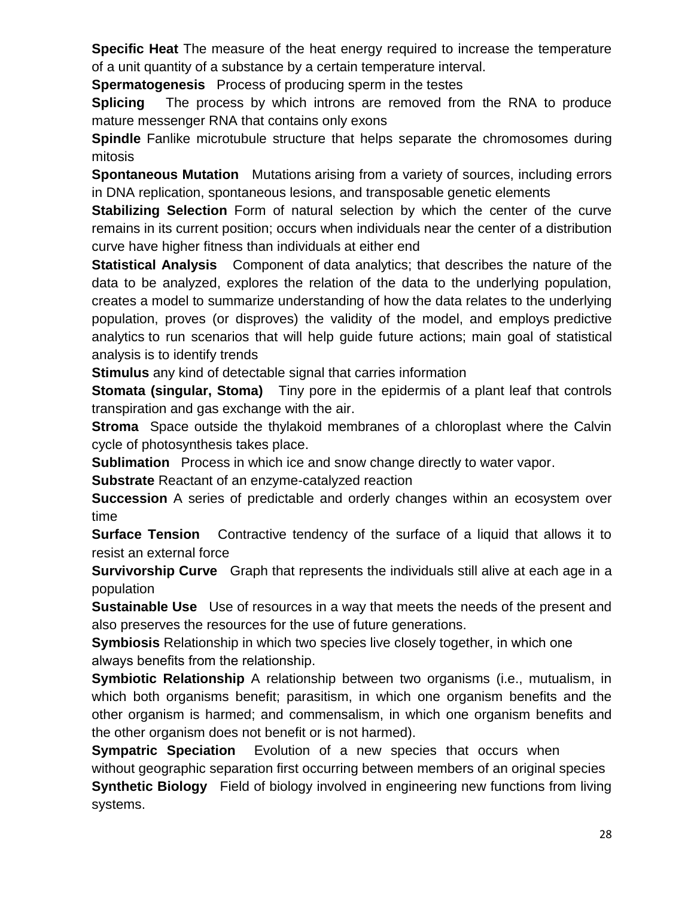**Specific Heat** The measure of the heat energy required to increase the temperature of a unit quantity of a substance by a certain temperature interval.

**Spermatogenesis** Process of producing sperm in the testes

**Splicing** The process by which introns are removed from the RNA to produce mature messenger RNA that contains only exons

**Spindle** Fanlike microtubule structure that helps separate the chromosomes during mitosis

**Spontaneous Mutation** Mutations arising from a variety of sources, including errors in DNA replication, spontaneous lesions, and transposable genetic elements

**Stabilizing Selection** Form of natural selection by which the center of the curve remains in its current position; occurs when individuals near the center of a distribution curve have higher fitness than individuals at either end

**Statistical Analysis** Component of data analytics; that describes the nature of the data to be analyzed, explores the relation of the data to the underlying population, creates a model to summarize understanding of how the data relates to the underlying population, proves (or disproves) the validity of the model, and employs predictive analytics to run scenarios that will help guide future actions; main goal of statistical analysis is to identify trends

**Stimulus** any kind of detectable signal that carries information

**Stomata (singular, Stoma)** Tiny pore in the epidermis of a plant leaf that controls transpiration and gas exchange with the air.

**Stroma** Space outside the thylakoid membranes of a chloroplast where the Calvin cycle of photosynthesis takes place.

**Sublimation** Process in which ice and snow change directly to water vapor.

**Substrate** Reactant of an enzyme-catalyzed reaction

**Succession** A series of predictable and orderly changes within an ecosystem over time

**Surface Tension** Contractive tendency of the surface of a liquid that allows it to resist an external force

**Survivorship Curve** Graph that represents the individuals still alive at each age in a population

**Sustainable Use** Use of resources in a way that meets the needs of the present and also preserves the resources for the use of future generations.

**Symbiosis** Relationship in which two species live closely together, in which one always benefits from the relationship.

**Symbiotic Relationship** A relationship between two organisms (i.e., mutualism, in which both organisms benefit; parasitism, in which one organism benefits and the other organism is harmed; and commensalism, in which one organism benefits and the other organism does not benefit or is not harmed).

**Sympatric Speciation** Evolution of a new species that occurs when without geographic separation first occurring between members of an original species

**Synthetic Biology** Field of biology involved in engineering new functions from living systems.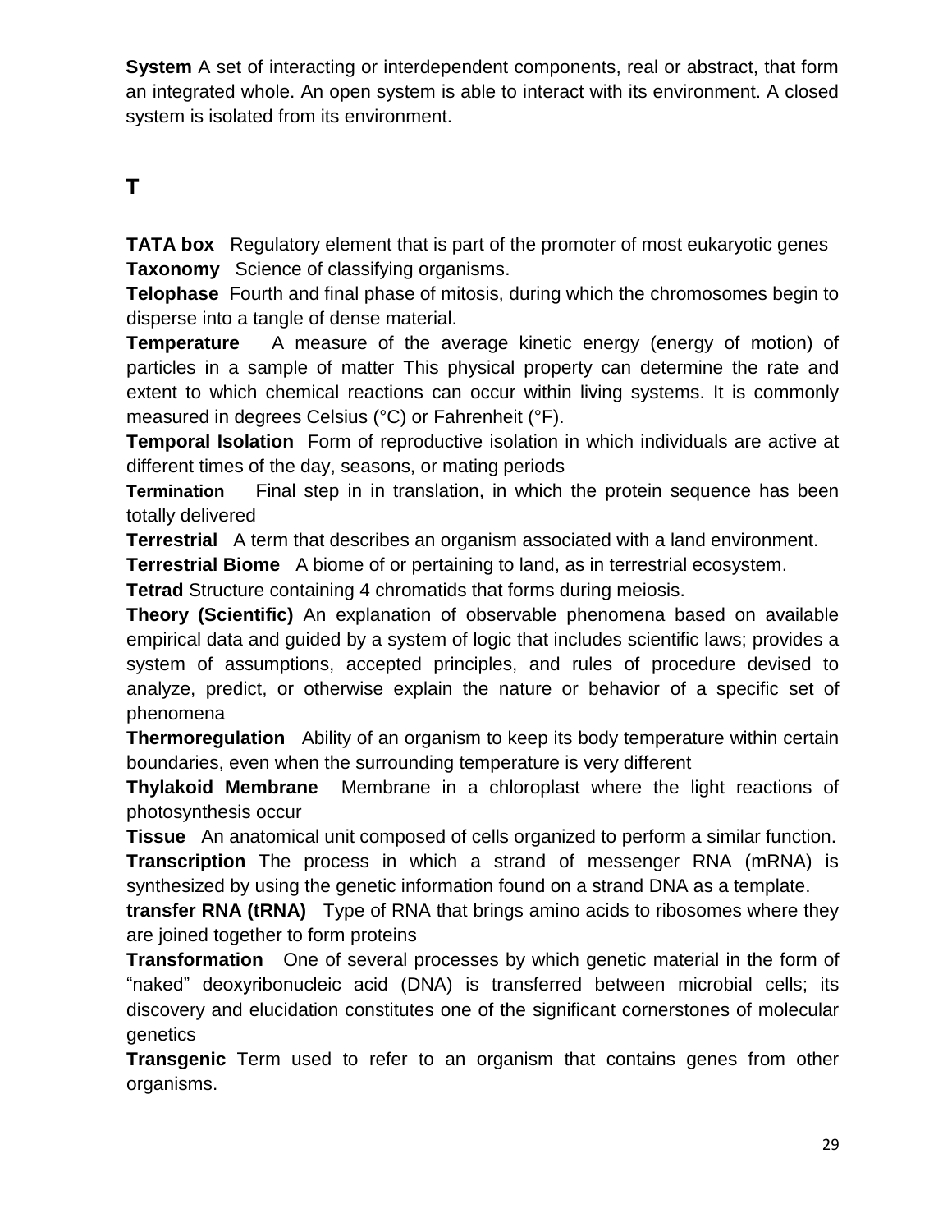**System** A set of interacting or interdependent components, real or abstract, that form an integrated whole. An open system is able to interact with its environment. A closed system is isolated from its environment.

## T

**TATA box** Regulatory element that is part of the promoter of most eukaryotic genes

**Taxonomy** Science of classifying organisms.

**Telophase** Fourth and final phase of mitosis, during which the chromosomes begin to disperse into a tangle of dense material.

**Temperature** A measure of the average kinetic energy (energy of motion) of particles in a sample of matter This physical property can determine the rate and extent to which chemical reactions can occur within living systems. It is commonly measured in degrees Celsius (°C) or Fahrenheit (°F).

**Temporal Isolation** Form of reproductive isolation in which individuals are active at different times of the day, seasons, or mating periods

**Termination** Final step in in translation, in which the protein sequence has been totally delivered

**Terrestrial** A term that describes an organism associated with a land environment.

**Terrestrial Biome** A biome of or pertaining to land, as in terrestrial ecosystem.

**Tetrad** Structure containing 4 chromatids that forms during meiosis.

**Theory (Scientific)** An explanation of observable phenomena based on available empirical data and guided by a system of logic that includes scientific laws; provides a system of assumptions, accepted principles, and rules of procedure devised to analyze, predict, or otherwise explain the nature or behavior of a specific set of phenomena

**Thermoregulation** Ability of an organism to keep its body temperature within certain boundaries, even when the surrounding temperature is very different

**Thylakoid Membrane** Membrane in a chloroplast where the light reactions of photosynthesis occur

**Tissue** An anatomical unit composed of cells organized to perform a similar function.

**Transcription** The process in which a strand of messenger RNA (mRNA) is synthesized by using the genetic information found on a strand DNA as a template.

**transfer RNA (tRNA)** Type of RNA that brings amino acids to ribosomes where they are joined together to form proteins

**Transformation** One of several processes by which genetic material in the form of "naked" deoxyribonucleic acid (DNA) is transferred between microbial cells; its discovery and elucidation constitutes one of the significant cornerstones of molecular genetics

**Transgenic** Term used to refer to an organism that contains genes from other organisms.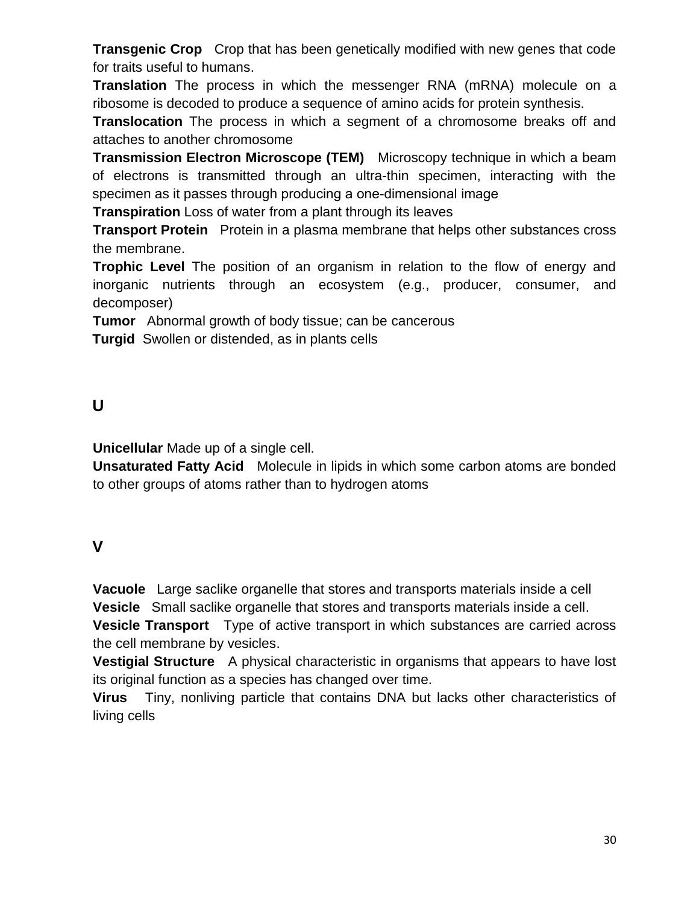**Transgenic Crop** Crop that has been genetically modified with new genes that code for traits useful to humans.

**Translation** The process in which the messenger RNA (mRNA) molecule on a ribosome is decoded to produce a sequence of amino acids for protein synthesis.

**Translocation** The process in which a segment of a chromosome breaks off and attaches to another chromosome

**Transmission Electron Microscope (TEM)** Microscopy technique in which a beam of electrons is transmitted through an ultra-thin specimen, interacting with the specimen as it passes through producing a one-dimensional image

**Transpiration** Loss of water from a plant through its leaves

**Transport Protein** Protein in a plasma membrane that helps other substances cross the membrane.

**Trophic Level** The position of an organism in relation to the flow of energy and inorganic nutrients through an ecosystem (e.g., producer, consumer, and decomposer)

**Tumor** Abnormal growth of body tissue; can be cancerous

**Turgid** Swollen or distended, as in plants cells

## U

**Unicellular** Made up of a single cell.

**Unsaturated Fatty Acid** Molecule in lipids in which some carbon atoms are bonded to other groups of atoms rather than to hydrogen atoms

## V

**Vacuole** Large saclike organelle that stores and transports materials inside a cell

**Vesicle** Small saclike organelle that stores and transports materials inside a cell.

**Vesicle Transport** Type of active transport in which substances are carried across the cell membrane by vesicles.

**Vestigial Structure** A physical characteristic in organisms that appears to have lost its original function as a species has changed over time.

**Virus** Tiny, nonliving particle that contains DNA but lacks other characteristics of living cells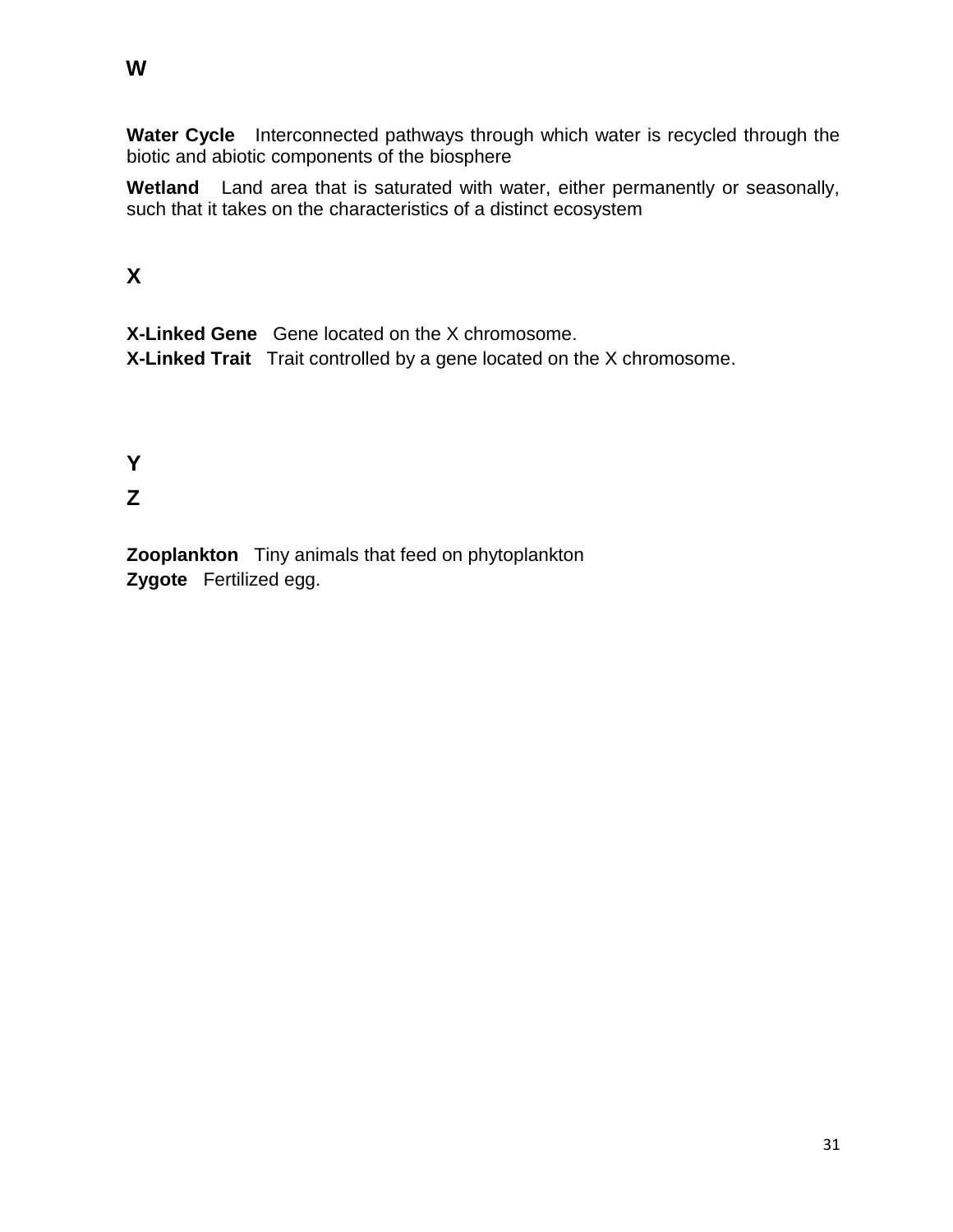## W

**Water Cycle** Interconnected pathways through which water is recycled through the biotic and abiotic components of the biosphere

**Wetland** Land area that is saturated with water, either permanently or seasonally, such that it takes on the characteristics of a distinct ecosystem

## X

**X-Linked Gene** Gene located on the X chromosome.
**X-Linked Trait** Trait controlled by a gene located on the X chromosome.

## Y

## Z

**Zooplankton** Tiny animals that feed on phytoplankton
**Zygote** Fertilized egg.